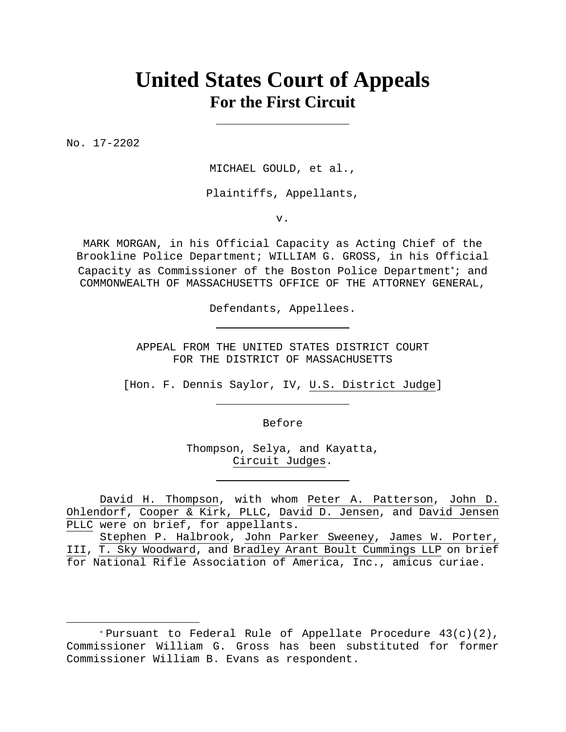# United States Court of Appeals
## For the First Circuit

---

No. 17-2202

MICHAEL GOULD, et al.,

Plaintiffs, Appellants,

v.

MARK MORGAN, in his Official Capacity as Acting Chief of the Brookline Police Department; WILLIAM G. GROSS, in his Official Capacity as Commissioner of the Boston Police Department*; and COMMONWEALTH OF MASSACHUSETTS OFFICE OF THE ATTORNEY GENERAL,

Defendants, Appellees.

---

APPEAL FROM THE UNITED STATES DISTRICT COURT
FOR THE DISTRICT OF MASSACHUSETTS

[Hon. F. Dennis Saylor, IV, U.S. District Judge]

---

Before

Thompson, Selya, and Kayatta,
Circuit Judges.

---

David H. Thompson, with whom Peter A. Patterson, John D. Ohlendorf, Cooper & Kirk, PLLC, David D. Jensen, and David Jensen PLLC were on brief, for appellants.

Stephen P. Halbrook, John Parker Sweeney, James W. Porter, III, T. Sky Woodward, and Bradley Arant Boult Cummings LLP on brief for National Rifle Association of America, Inc., amicus curiae.

---

* Pursuant to Federal Rule of Appellate Procedure 43(c)(2), Commissioner William G. Gross has been substituted for former Commissioner William B. Evans as respondent.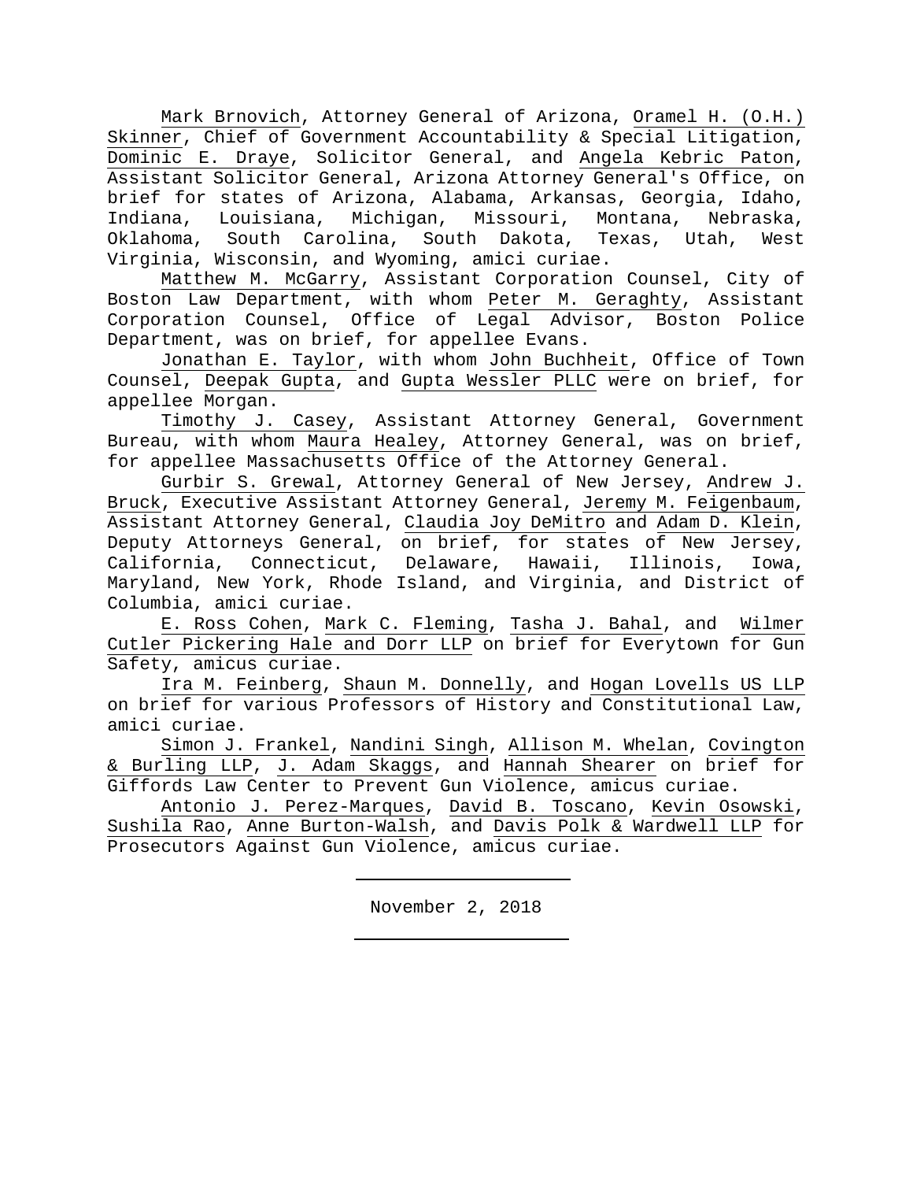Mark Brnovich, Attorney General of Arizona, Oramel H. (O.H.) Skinner, Chief of Government Accountability & Special Litigation, Dominic E. Draye, Solicitor General, and Angela Kebric Paton, Assistant Solicitor General, Arizona Attorney General's Office, on brief for states of Arizona, Alabama, Arkansas, Georgia, Idaho, Indiana, Louisiana, Michigan, Missouri, Montana, Nebraska, Oklahoma, South Carolina, South Dakota, Texas, Utah, West Virginia, Wisconsin, and Wyoming, amici curiae.

Matthew M. McGarry, Assistant Corporation Counsel, City of Boston Law Department, with whom Peter M. Geraghty, Assistant Corporation Counsel, Office of Legal Advisor, Boston Police Department, was on brief, for appellee Evans.

Jonathan E. Taylor, with whom John Buchheit, Office of Town Counsel, Deepak Gupta, and Gupta Wessler PLLC were on brief, for appellee Morgan.

Timothy J. Casey, Assistant Attorney General, Government Bureau, with whom Maura Healey, Attorney General, was on brief, for appellee Massachusetts Office of the Attorney General.

Gurbir S. Grewal, Attorney General of New Jersey, Andrew J. Bruck, Executive Assistant Attorney General, Jeremy M. Feigenbaum, Assistant Attorney General, Claudia Joy DeMitro and Adam D. Klein, Deputy Attorneys General, on brief, for states of New Jersey, California, Connecticut, Delaware, Hawaii, Illinois, Iowa, Maryland, New York, Rhode Island, and Virginia, and District of Columbia, amici curiae.

E. Ross Cohen, Mark C. Fleming, Tasha J. Bahal, and Wilmer Cutler Pickering Hale and Dorr LLP on brief for Everytown for Gun Safety, amicus curiae.

Ira M. Feinberg, Shaun M. Donnelly, and Hogan Lovells US LLP on brief for various Professors of History and Constitutional Law, amici curiae.

Simon J. Frankel, Nandini Singh, Allison M. Whelan, Covington & Burling LLP, J. Adam Skaggs, and Hannah Shearer on brief for Giffords Law Center to Prevent Gun Violence, amicus curiae.

Antonio J. Perez-Marques, David B. Toscano, Kevin Osowski, Sushila Rao, Anne Burton-Walsh, and Davis Polk & Wardwell LLP for Prosecutors Against Gun Violence, amicus curiae.

---

November 2, 2018

---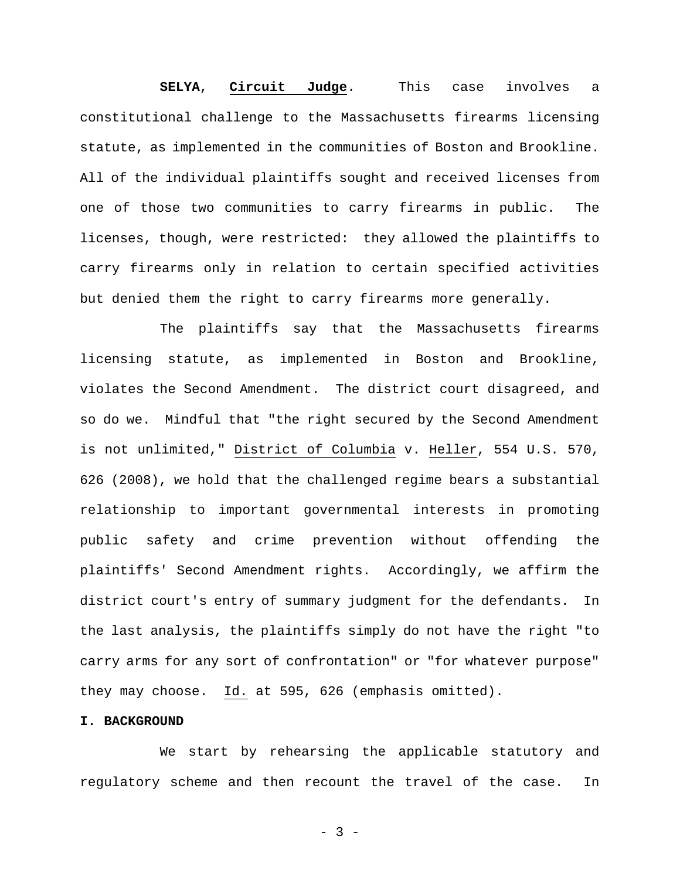**SELYA**, **Circuit Judge**. This case involves a constitutional challenge to the Massachusetts firearms licensing statute, as implemented in the communities of Boston and Brookline. All of the individual plaintiffs sought and received licenses from one of those two communities to carry firearms in public. The licenses, though, were restricted: they allowed the plaintiffs to carry firearms only in relation to certain specified activities but denied them the right to carry firearms more generally.

The plaintiffs say that the Massachusetts firearms licensing statute, as implemented in Boston and Brookline, violates the Second Amendment. The district court disagreed, and so do we. Mindful that "the right secured by the Second Amendment is not unlimited," District of Columbia v. Heller, 554 U.S. 570, 626 (2008), we hold that the challenged regime bears a substantial relationship to important governmental interests in promoting public safety and crime prevention without offending the plaintiffs' Second Amendment rights. Accordingly, we affirm the district court's entry of summary judgment for the defendants. In the last analysis, the plaintiffs simply do not have the right "to carry arms for any sort of confrontation" or "for whatever purpose" they may choose. Id. at 595, 626 (emphasis omitted).

## I. BACKGROUND

We start by rehearsing the applicable statutory and regulatory scheme and then recount the travel of the case. In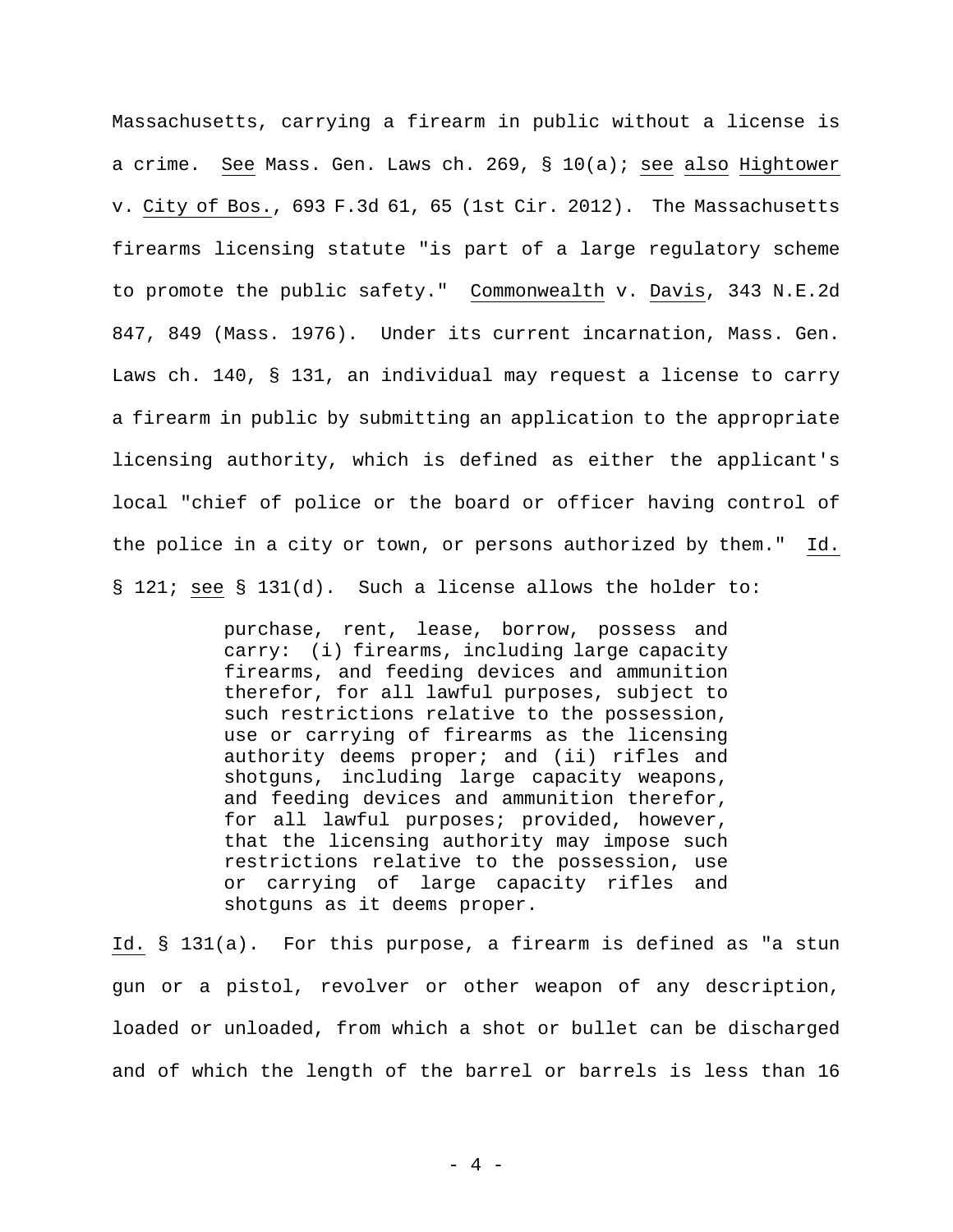Massachusetts, carrying a firearm in public without a license is a crime. See Mass. Gen. Laws ch. 269, § 10(a); see also Hightower v. City of Bos., 693 F.3d 61, 65 (1st Cir. 2012). The Massachusetts firearms licensing statute "is part of a large regulatory scheme to promote the public safety." Commonwealth v. Davis, 343 N.E.2d 847, 849 (Mass. 1976). Under its current incarnation, Mass. Gen. Laws ch. 140, § 131, an individual may request a license to carry a firearm in public by submitting an application to the appropriate licensing authority, which is defined as either the applicant's local "chief of police or the board or officer having control of the police in a city or town, or persons authorized by them." Id. § 121; see § 131(d). Such a license allows the holder to:

> purchase, rent, lease, borrow, possess and carry: (i) firearms, including large capacity firearms, and feeding devices and ammunition therefor, for all lawful purposes, subject to such restrictions relative to the possession, use or carrying of firearms as the licensing authority deems proper; and (ii) rifles and shotguns, including large capacity weapons, and feeding devices and ammunition therefor, for all lawful purposes; provided, however, that the licensing authority may impose such restrictions relative to the possession, use or carrying of large capacity rifles and shotguns as it deems proper.

Id. § 131(a). For this purpose, a firearm is defined as "a stun gun or a pistol, revolver or other weapon of any description, loaded or unloaded, from which a shot or bullet can be discharged and of which the length of the barrel or barrels is less than 16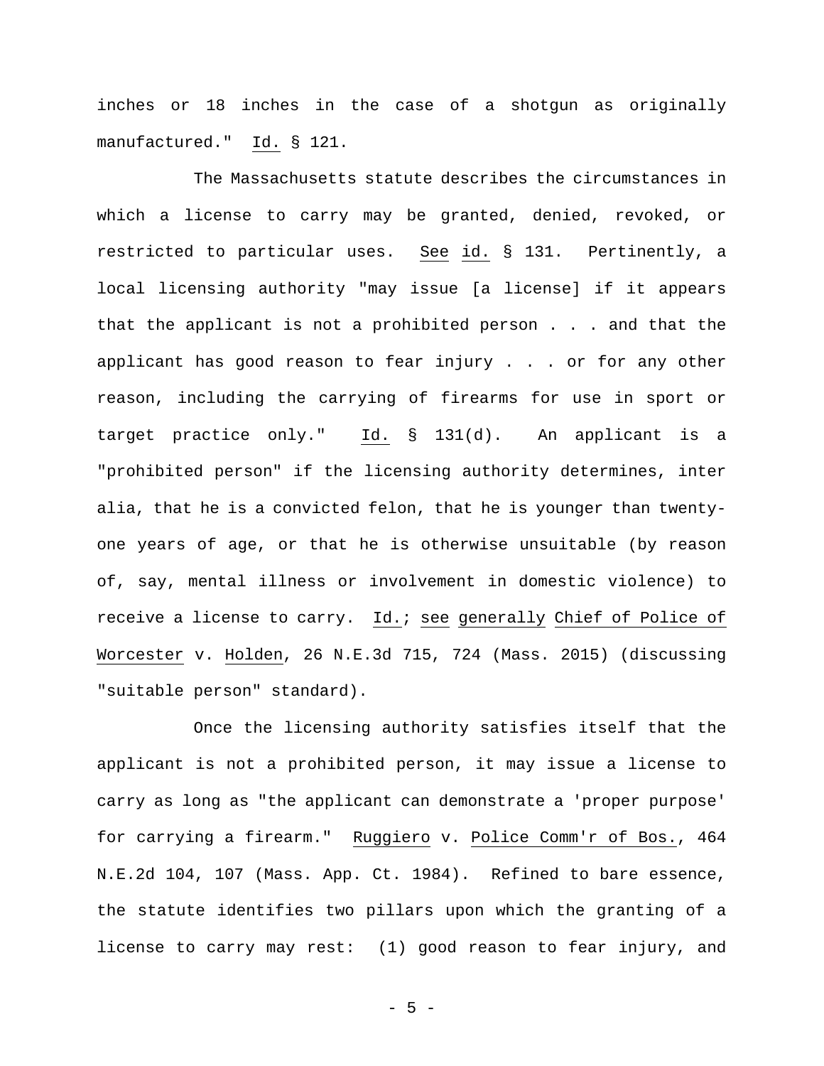inches or 18 inches in the case of a shotgun as originally manufactured." Id. § 121.

The Massachusetts statute describes the circumstances in which a license to carry may be granted, denied, revoked, or restricted to particular uses. See id. § 131. Pertinently, a local licensing authority "may issue [a license] if it appears that the applicant is not a prohibited person . . . and that the applicant has good reason to fear injury . . . or for any other reason, including the carrying of firearms for use in sport or target practice only." Id. § 131(d). An applicant is a "prohibited person" if the licensing authority determines, inter alia, that he is a convicted felon, that he is younger than twenty-one years of age, or that he is otherwise unsuitable (by reason of, say, mental illness or involvement in domestic violence) to receive a license to carry. Id.; see generally Chief of Police of Worcester v. Holden, 26 N.E.3d 715, 724 (Mass. 2015) (discussing "suitable person" standard).

Once the licensing authority satisfies itself that the applicant is not a prohibited person, it may issue a license to carry as long as "the applicant can demonstrate a 'proper purpose' for carrying a firearm." Ruggiero v. Police Comm'r of Bos., 464 N.E.2d 104, 107 (Mass. App. Ct. 1984). Refined to bare essence, the statute identifies two pillars upon which the granting of a license to carry may rest: (1) good reason to fear injury, and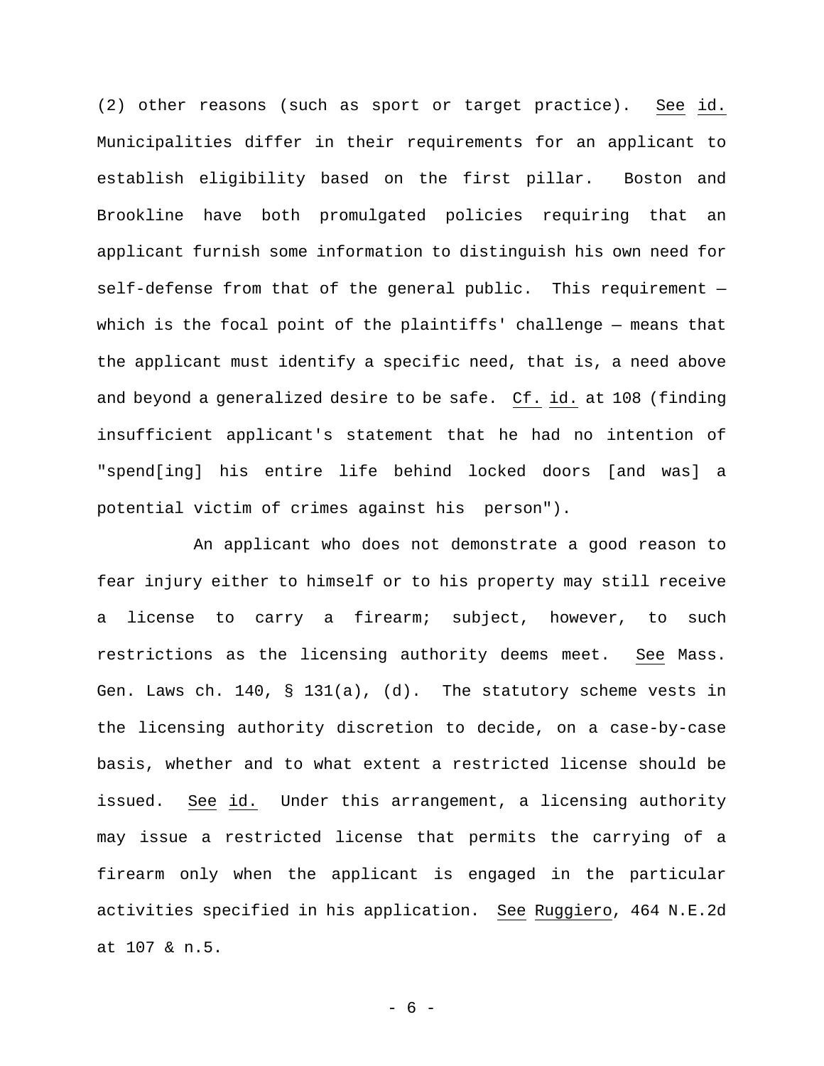(2) other reasons (such as sport or target practice). _See_ _id._ Municipalities differ in their requirements for an applicant to establish eligibility based on the first pillar. Boston and Brookline have both promulgated policies requiring that an applicant furnish some information to distinguish his own need for self-defense from that of the general public. This requirement — which is the focal point of the plaintiffs' challenge — means that the applicant must identify a specific need, that is, a need above and beyond a generalized desire to be safe. _Cf._ _id._ at 108 (finding insufficient applicant's statement that he had no intention of "spend[ing] his entire life behind locked doors [and was] a potential victim of crimes against his person").

An applicant who does not demonstrate a good reason to fear injury either to himself or to his property may still receive a license to carry a firearm; subject, however, to such restrictions as the licensing authority deems meet. _See_ Mass. Gen. Laws ch. 140, § 131(a), (d). The statutory scheme vests in the licensing authority discretion to decide, on a case-by-case basis, whether and to what extent a restricted license should be issued. _See_ _id._ Under this arrangement, a licensing authority may issue a restricted license that permits the carrying of a firearm only when the applicant is engaged in the particular activities specified in his application. _See_ _Ruggiero_, 464 N.E.2d at 107 & n.5.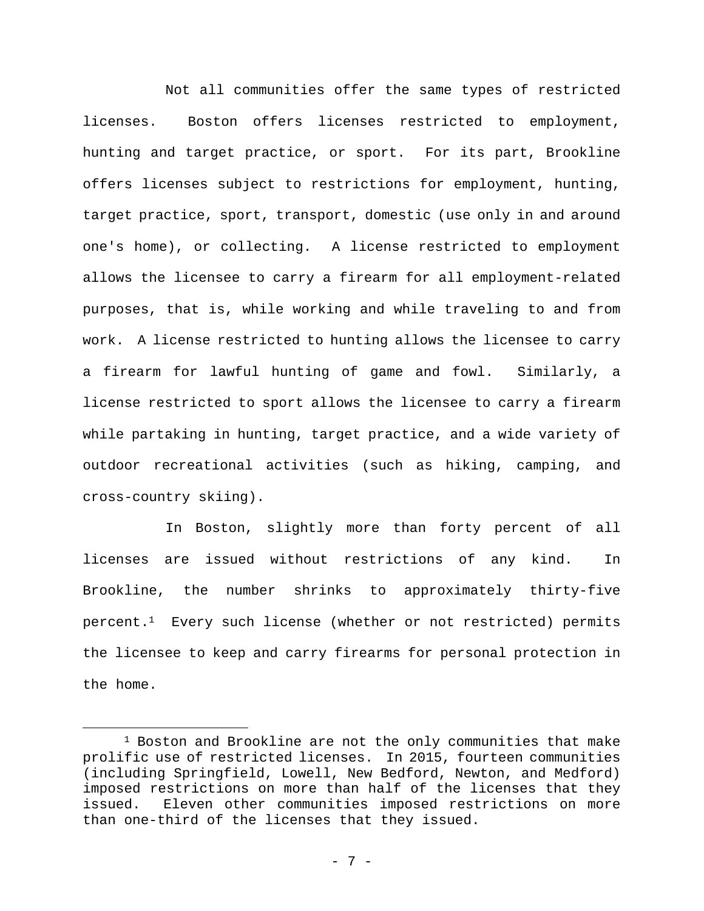Not all communities offer the same types of restricted licenses. Boston offers licenses restricted to employment, hunting and target practice, or sport. For its part, Brookline offers licenses subject to restrictions for employment, hunting, target practice, sport, transport, domestic (use only in and around one's home), or collecting. A license restricted to employment allows the licensee to carry a firearm for all employment-related purposes, that is, while working and while traveling to and from work. A license restricted to hunting allows the licensee to carry a firearm for lawful hunting of game and fowl. Similarly, a license restricted to sport allows the licensee to carry a firearm while partaking in hunting, target practice, and a wide variety of outdoor recreational activities (such as hiking, camping, and cross-country skiing).

In Boston, slightly more than forty percent of all licenses are issued without restrictions of any kind. In Brookline, the number shrinks to approximately thirty-five percent.[1] Every such license (whether or not restricted) permits the licensee to keep and carry firearms for personal protection in the home.

---

[1] Boston and Brookline are not the only communities that make prolific use of restricted licenses. In 2015, fourteen communities (including Springfield, Lowell, New Bedford, Newton, and Medford) imposed restrictions on more than half of the licenses that they issued. Eleven other communities imposed restrictions on more than one-third of the licenses that they issued.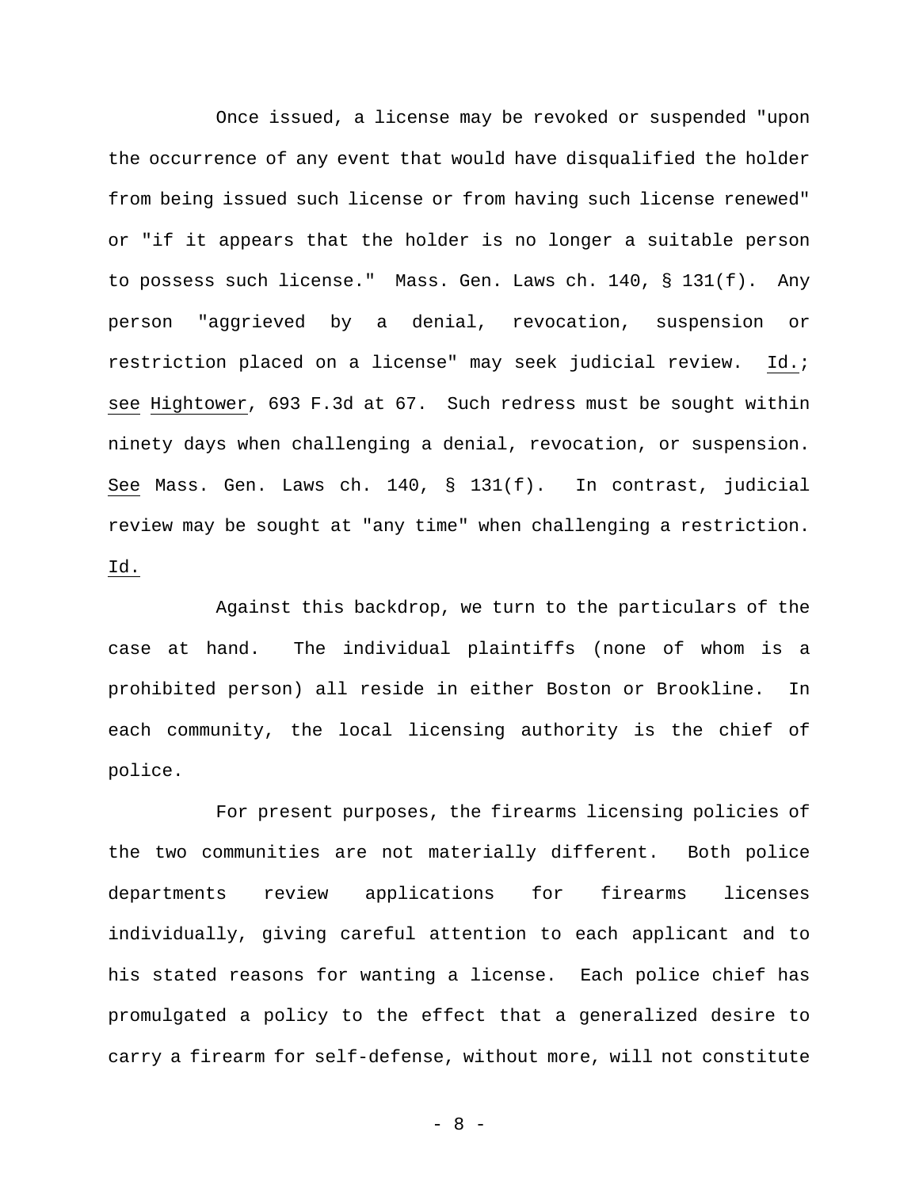Once issued, a license may be revoked or suspended "upon the occurrence of any event that would have disqualified the holder from being issued such license or from having such license renewed" or "if it appears that the holder is no longer a suitable person to possess such license." Mass. Gen. Laws ch. 140, § 131(f). Any person "aggrieved by a denial, revocation, suspension or restriction placed on a license" may seek judicial review. Id.; see Hightower, 693 F.3d at 67. Such redress must be sought within ninety days when challenging a denial, revocation, or suspension. See Mass. Gen. Laws ch. 140, § 131(f). In contrast, judicial review may be sought at "any time" when challenging a restriction. Id.

Against this backdrop, we turn to the particulars of the case at hand. The individual plaintiffs (none of whom is a prohibited person) all reside in either Boston or Brookline. In each community, the local licensing authority is the chief of police.

For present purposes, the firearms licensing policies of the two communities are not materially different. Both police departments review applications for firearms licenses individually, giving careful attention to each applicant and to his stated reasons for wanting a license. Each police chief has promulgated a policy to the effect that a generalized desire to carry a firearm for self-defense, without more, will not constitute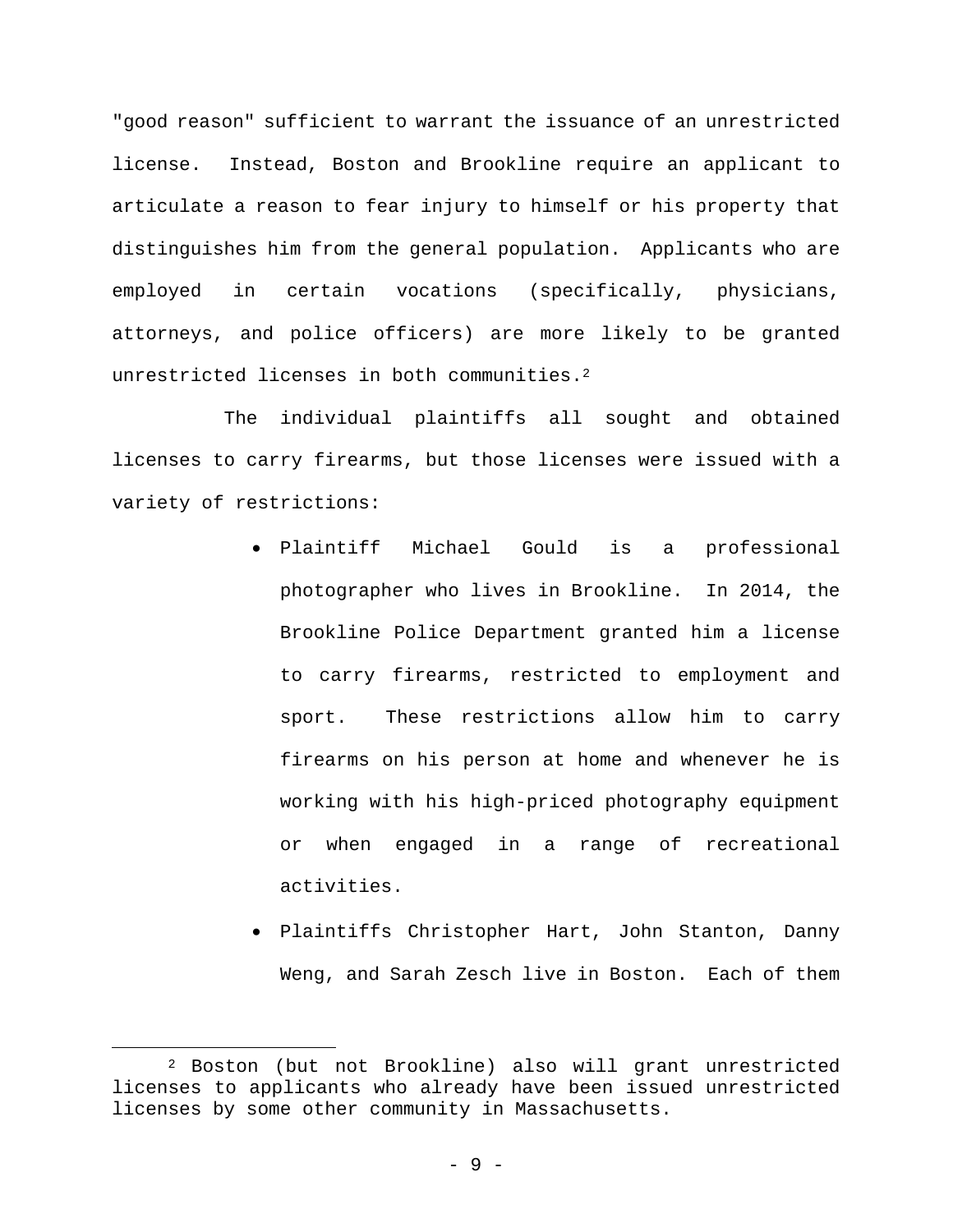"good reason" sufficient to warrant the issuance of an unrestricted license. Instead, Boston and Brookline require an applicant to articulate a reason to fear injury to himself or his property that distinguishes him from the general population. Applicants who are employed in certain vocations (specifically, physicians, attorneys, and police officers) are more likely to be granted unrestricted licenses in both communities.[2]

The individual plaintiffs all sought and obtained licenses to carry firearms, but those licenses were issued with a variety of restrictions:

- Plaintiff Michael Gould is a professional photographer who lives in Brookline. In 2014, the Brookline Police Department granted him a license to carry firearms, restricted to employment and sport. These restrictions allow him to carry firearms on his person at home and whenever he is working with his high-priced photography equipment or when engaged in a range of recreational activities.
- Plaintiffs Christopher Hart, John Stanton, Danny Weng, and Sarah Zesch live in Boston. Each of them

[2] Boston (but not Brookline) also will grant unrestricted licenses to applicants who already have been issued unrestricted licenses by some other community in Massachusetts.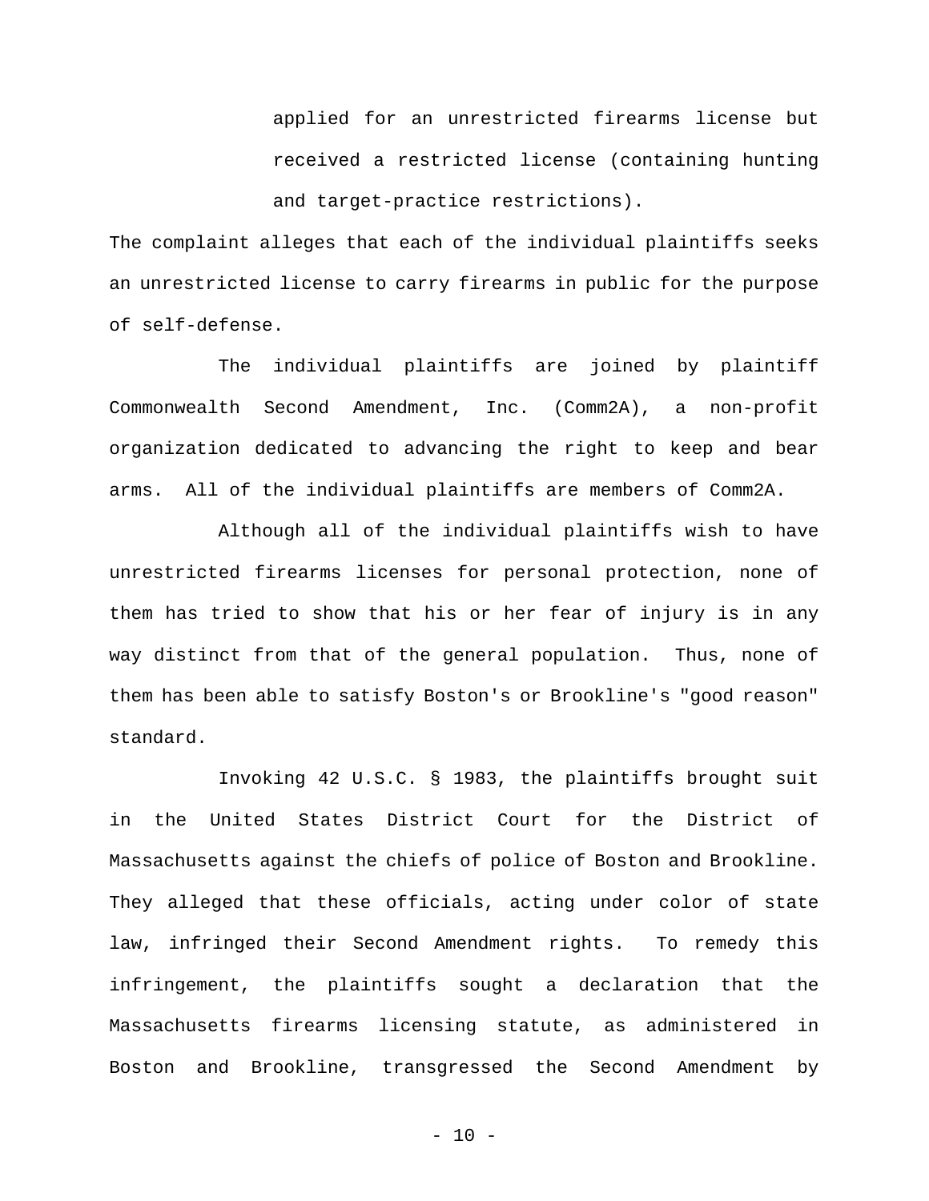applied for an unrestricted firearms license but received a restricted license (containing hunting and target-practice restrictions).

The complaint alleges that each of the individual plaintiffs seeks an unrestricted license to carry firearms in public for the purpose of self-defense.

The individual plaintiffs are joined by plaintiff Commonwealth Second Amendment, Inc. (Comm2A), a non-profit organization dedicated to advancing the right to keep and bear arms. All of the individual plaintiffs are members of Comm2A.

Although all of the individual plaintiffs wish to have unrestricted firearms licenses for personal protection, none of them has tried to show that his or her fear of injury is in any way distinct from that of the general population. Thus, none of them has been able to satisfy Boston's or Brookline's "good reason" standard.

Invoking 42 U.S.C. § 1983, the plaintiffs brought suit in the United States District Court for the District of Massachusetts against the chiefs of police of Boston and Brookline. They alleged that these officials, acting under color of state law, infringed their Second Amendment rights. To remedy this infringement, the plaintiffs sought a declaration that the Massachusetts firearms licensing statute, as administered in Boston and Brookline, transgressed the Second Amendment by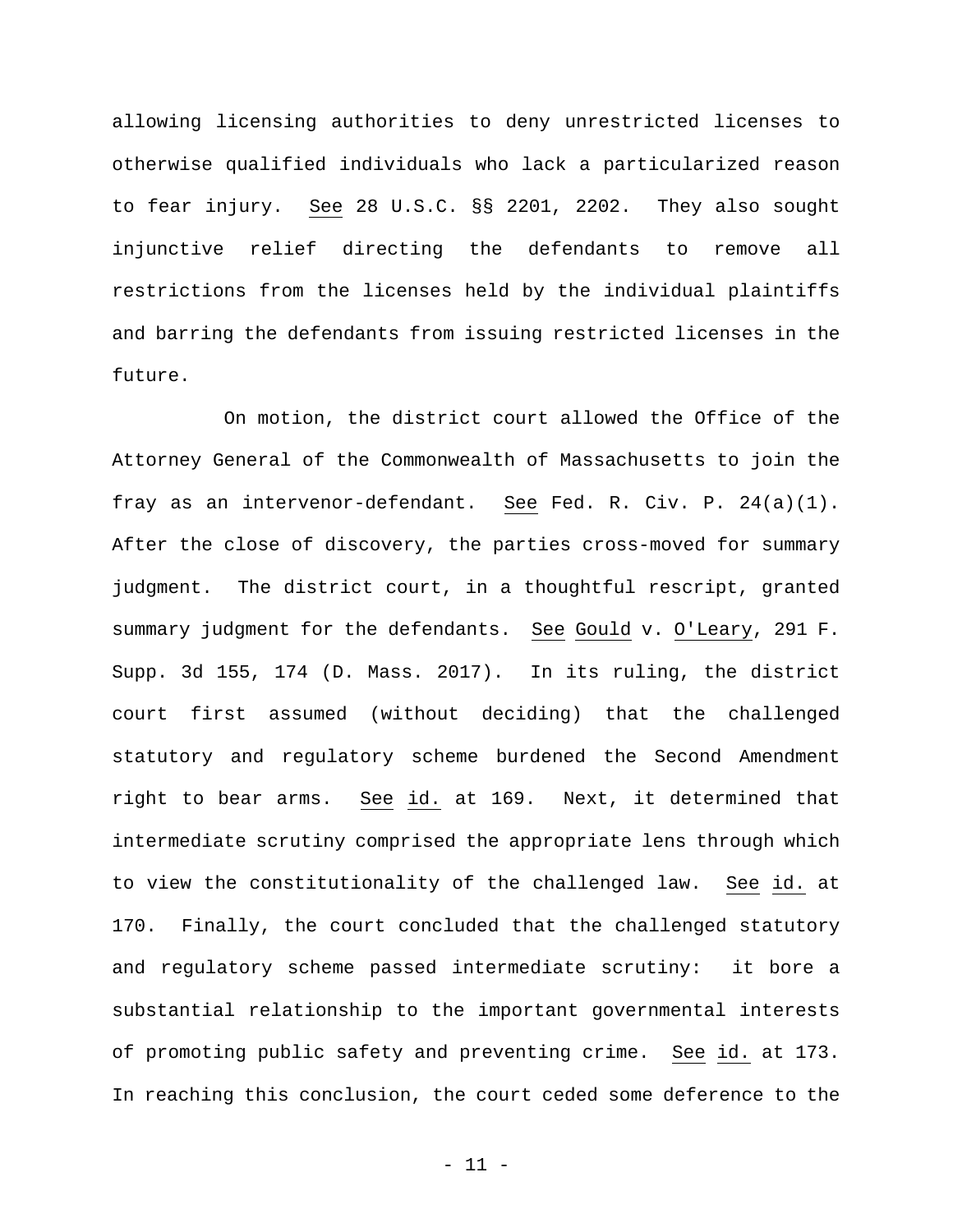allowing licensing authorities to deny unrestricted licenses to otherwise qualified individuals who lack a particularized reason to fear injury. See 28 U.S.C. §§ 2201, 2202. They also sought injunctive relief directing the defendants to remove all restrictions from the licenses held by the individual plaintiffs and barring the defendants from issuing restricted licenses in the future.

On motion, the district court allowed the Office of the Attorney General of the Commonwealth of Massachusetts to join the fray as an intervenor-defendant. See Fed. R. Civ. P. 24(a)(1). After the close of discovery, the parties cross-moved for summary judgment. The district court, in a thoughtful rescript, granted summary judgment for the defendants. See Gould v. O'Leary, 291 F. Supp. 3d 155, 174 (D. Mass. 2017). In its ruling, the district court first assumed (without deciding) that the challenged statutory and regulatory scheme burdened the Second Amendment right to bear arms. See id. at 169. Next, it determined that intermediate scrutiny comprised the appropriate lens through which to view the constitutionality of the challenged law. See id. at 170. Finally, the court concluded that the challenged statutory and regulatory scheme passed intermediate scrutiny: it bore a substantial relationship to the important governmental interests of promoting public safety and preventing crime. See id. at 173. In reaching this conclusion, the court ceded some deference to the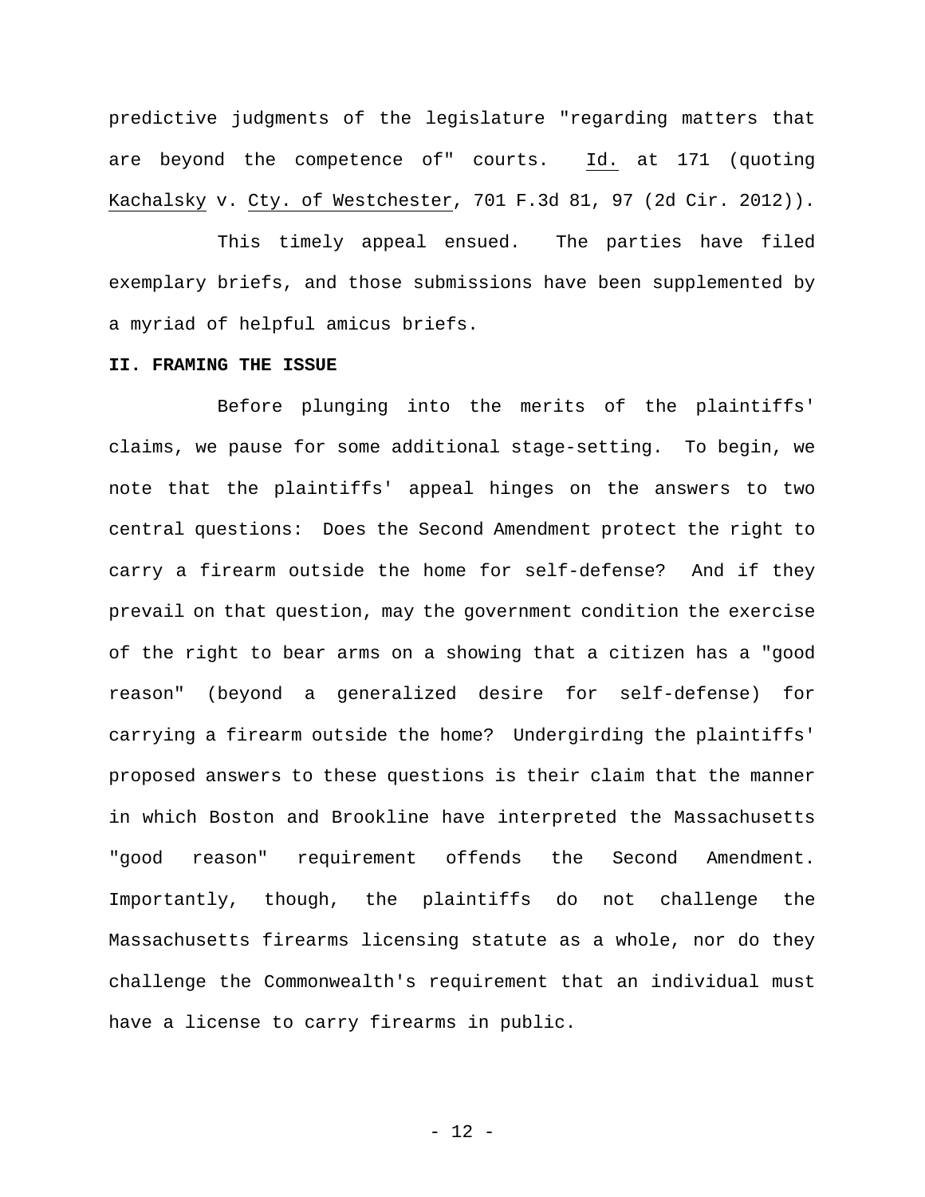predictive judgments of the legislature "regarding matters that are beyond the competence of" courts. Id. at 171 (quoting Kachalsky v. Cty. of Westchester, 701 F.3d 81, 97 (2d Cir. 2012)).

This timely appeal ensued. The parties have filed exemplary briefs, and those submissions have been supplemented by a myriad of helpful amicus briefs.

**II. FRAMING THE ISSUE**

Before plunging into the merits of the plaintiffs' claims, we pause for some additional stage-setting. To begin, we note that the plaintiffs' appeal hinges on the answers to two central questions: Does the Second Amendment protect the right to carry a firearm outside the home for self-defense? And if they prevail on that question, may the government condition the exercise of the right to bear arms on a showing that a citizen has a "good reason" (beyond a generalized desire for self-defense) for carrying a firearm outside the home? Undergirding the plaintiffs' proposed answers to these questions is their claim that the manner in which Boston and Brookline have interpreted the Massachusetts "good reason" requirement offends the Second Amendment. Importantly, though, the plaintiffs do not challenge the Massachusetts firearms licensing statute as a whole, nor do they challenge the Commonwealth's requirement that an individual must have a license to carry firearms in public.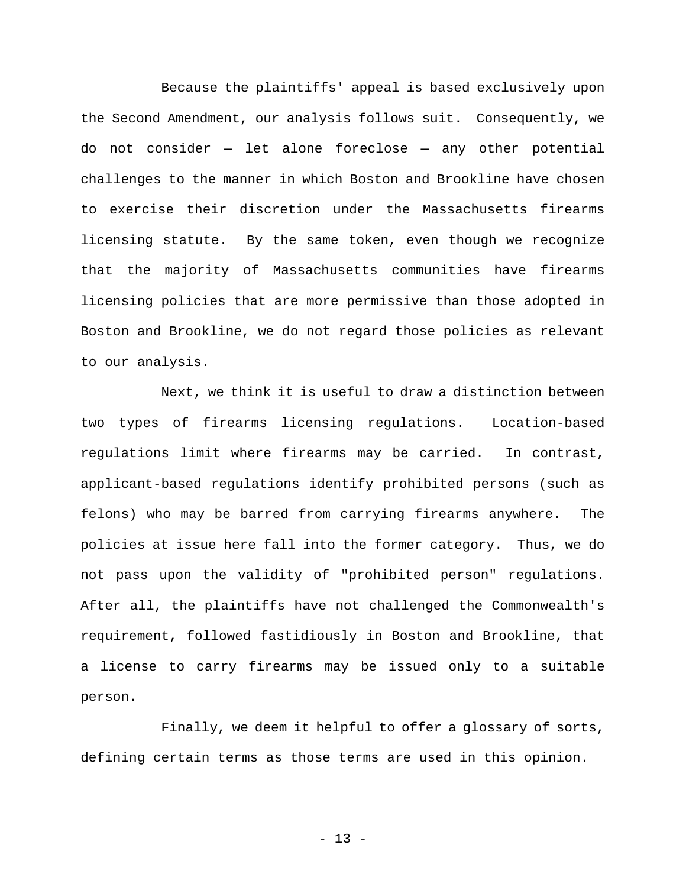Because the plaintiffs' appeal is based exclusively upon the Second Amendment, our analysis follows suit. Consequently, we do not consider — let alone foreclose — any other potential challenges to the manner in which Boston and Brookline have chosen to exercise their discretion under the Massachusetts firearms licensing statute. By the same token, even though we recognize that the majority of Massachusetts communities have firearms licensing policies that are more permissive than those adopted in Boston and Brookline, we do not regard those policies as relevant to our analysis.

Next, we think it is useful to draw a distinction between two types of firearms licensing regulations. Location-based regulations limit where firearms may be carried. In contrast, applicant-based regulations identify prohibited persons (such as felons) who may be barred from carrying firearms anywhere. The policies at issue here fall into the former category. Thus, we do not pass upon the validity of "prohibited person" regulations. After all, the plaintiffs have not challenged the Commonwealth's requirement, followed fastidiously in Boston and Brookline, that a license to carry firearms may be issued only to a suitable person.

Finally, we deem it helpful to offer a glossary of sorts, defining certain terms as those terms are used in this opinion.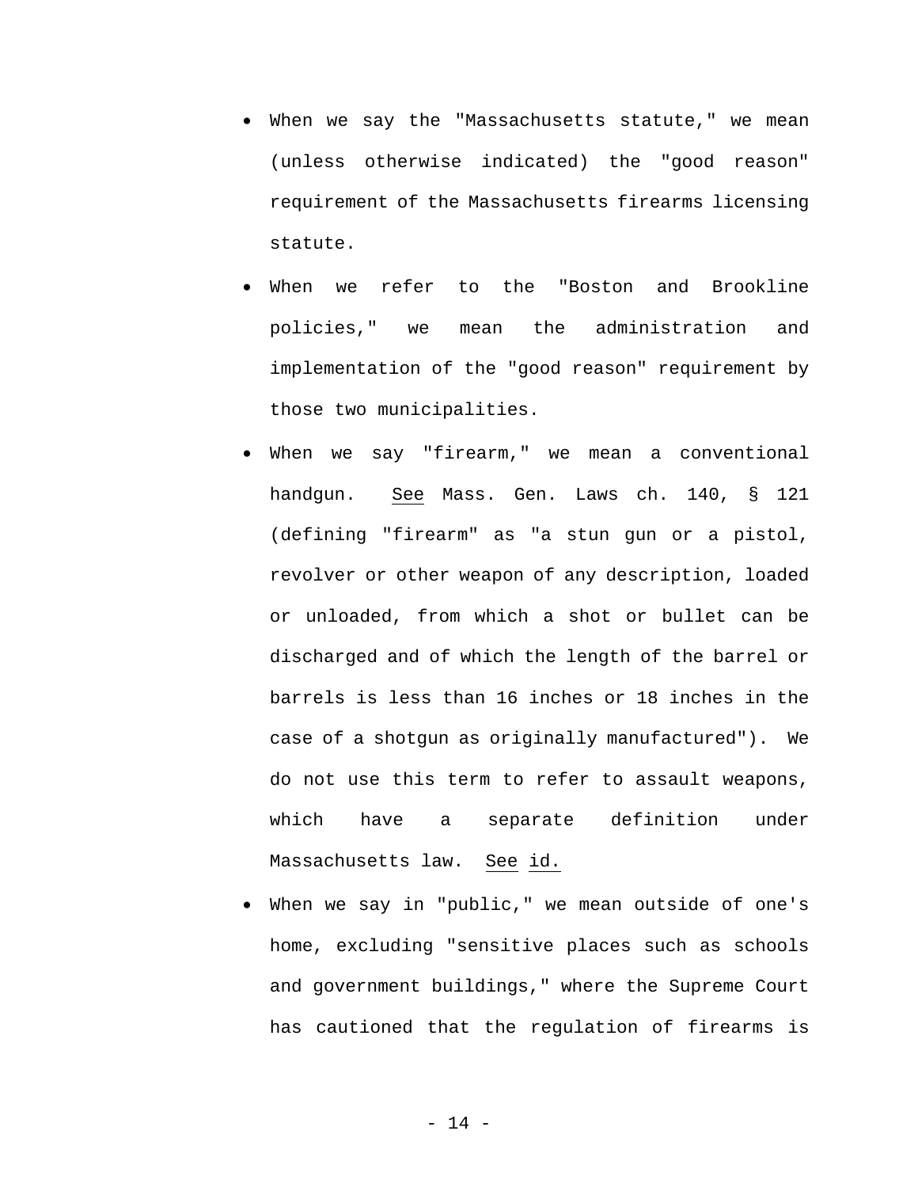- When we say the "Massachusetts statute," we mean (unless otherwise indicated) the "good reason" requirement of the Massachusetts firearms licensing statute.
- When we refer to the "Boston and Brookline policies," we mean the administration and implementation of the "good reason" requirement by those two municipalities.
- When we say "firearm," we mean a conventional handgun. See Mass. Gen. Laws ch. 140, § 121 (defining "firearm" as "a stun gun or a pistol, revolver or other weapon of any description, loaded or unloaded, from which a shot or bullet can be discharged and of which the length of the barrel or barrels is less than 16 inches or 18 inches in the case of a shotgun as originally manufactured"). We do not use this term to refer to assault weapons, which have a separate definition under Massachusetts law. See id.
- When we say in "public," we mean outside of one's home, excluding "sensitive places such as schools and government buildings," where the Supreme Court has cautioned that the regulation of firearms is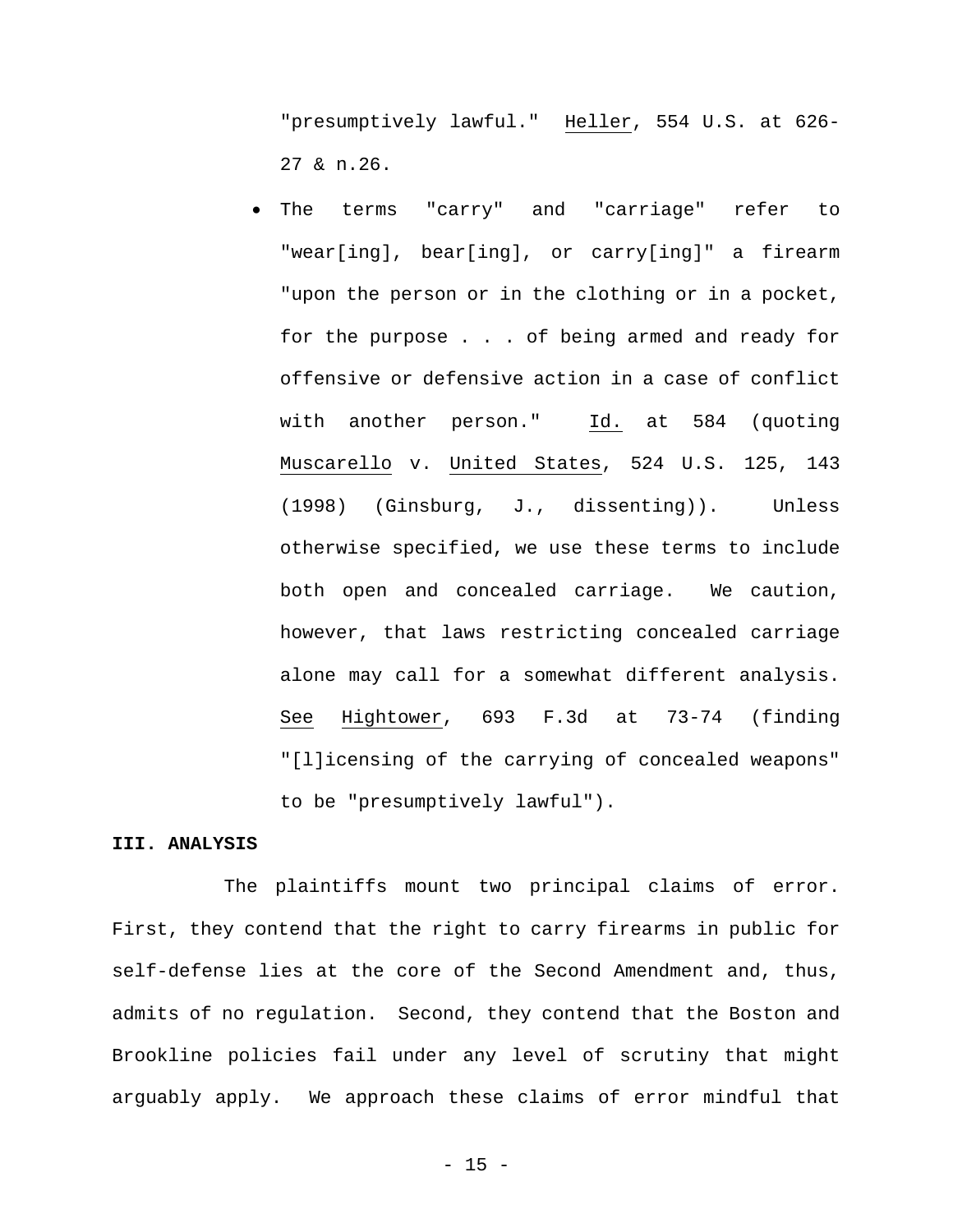"presumptively lawful." Heller, 554 U.S. at 626-27 & n.26.

- The terms "carry" and "carriage" refer to "wear[ing], bear[ing], or carry[ing]" a firearm "upon the person or in the clothing or in a pocket, for the purpose . . . of being armed and ready for offensive or defensive action in a case of conflict with another person." Id. at 584 (quoting Muscarello v. United States, 524 U.S. 125, 143 (1998) (Ginsburg, J., dissenting)). Unless otherwise specified, we use these terms to include both open and concealed carriage. We caution, however, that laws restricting concealed carriage alone may call for a somewhat different analysis. See Hightower, 693 F.3d at 73-74 (finding "[l]icensing of the carrying of concealed weapons" to be "presumptively lawful").

**III. ANALYSIS**

The plaintiffs mount two principal claims of error. First, they contend that the right to carry firearms in public for self-defense lies at the core of the Second Amendment and, thus, admits of no regulation. Second, they contend that the Boston and Brookline policies fail under any level of scrutiny that might arguably apply. We approach these claims of error mindful that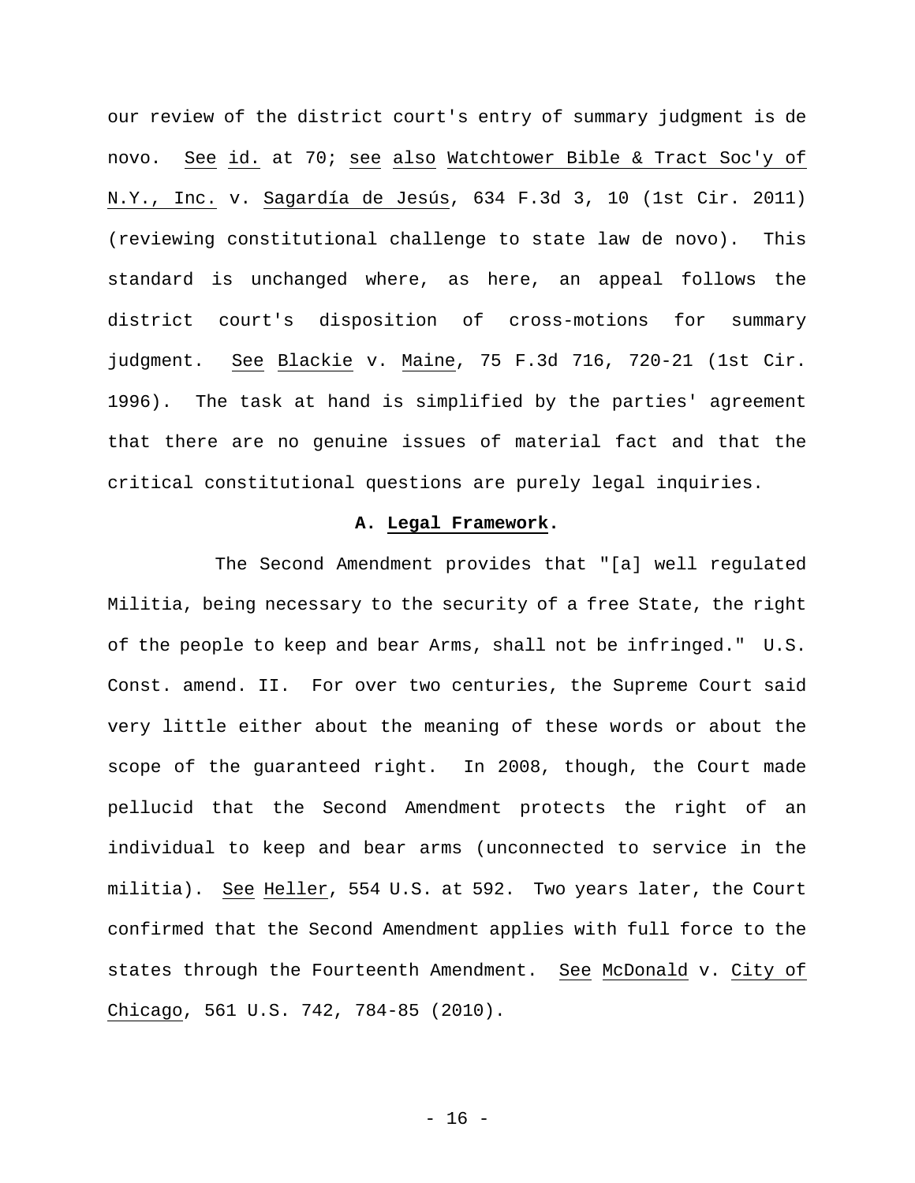our review of the district court's entry of summary judgment is de novo. See id. at 70; see also Watchtower Bible & Tract Soc'y of N.Y., Inc. v. Sagardía de Jesús, 634 F.3d 3, 10 (1st Cir. 2011) (reviewing constitutional challenge to state law de novo). This standard is unchanged where, as here, an appeal follows the district court's disposition of cross-motions for summary judgment. See Blackie v. Maine, 75 F.3d 716, 720-21 (1st Cir. 1996). The task at hand is simplified by the parties' agreement that there are no genuine issues of material fact and that the critical constitutional questions are purely legal inquiries.

### A. Legal Framework.

The Second Amendment provides that "[a] well regulated Militia, being necessary to the security of a free State, the right of the people to keep and bear Arms, shall not be infringed." U.S. Const. amend. II. For over two centuries, the Supreme Court said very little either about the meaning of these words or about the scope of the guaranteed right. In 2008, though, the Court made pellucid that the Second Amendment protects the right of an individual to keep and bear arms (unconnected to service in the militia). See Heller, 554 U.S. at 592. Two years later, the Court confirmed that the Second Amendment applies with full force to the states through the Fourteenth Amendment. See McDonald v. City of Chicago, 561 U.S. 742, 784-85 (2010).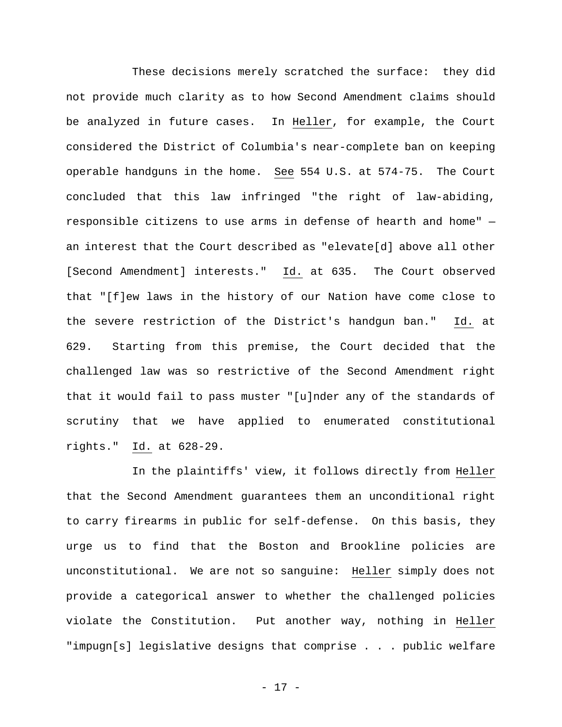These decisions merely scratched the surface: they did not provide much clarity as to how Second Amendment claims should be analyzed in future cases. In Heller, for example, the Court considered the District of Columbia's near-complete ban on keeping operable handguns in the home. See 554 U.S. at 574-75. The Court concluded that this law infringed "the right of law-abiding, responsible citizens to use arms in defense of hearth and home" — an interest that the Court described as "elevate[d] above all other [Second Amendment] interests." Id. at 635. The Court observed that "[f]ew laws in the history of our Nation have come close to the severe restriction of the District's handgun ban." Id. at 629. Starting from this premise, the Court decided that the challenged law was so restrictive of the Second Amendment right that it would fail to pass muster "[u]nder any of the standards of scrutiny that we have applied to enumerated constitutional rights." Id. at 628-29.

In the plaintiffs' view, it follows directly from Heller that the Second Amendment guarantees them an unconditional right to carry firearms in public for self-defense. On this basis, they urge us to find that the Boston and Brookline policies are unconstitutional. We are not so sanguine: Heller simply does not provide a categorical answer to whether the challenged policies violate the Constitution. Put another way, nothing in Heller "impugn[s] legislative designs that comprise . . . public welfare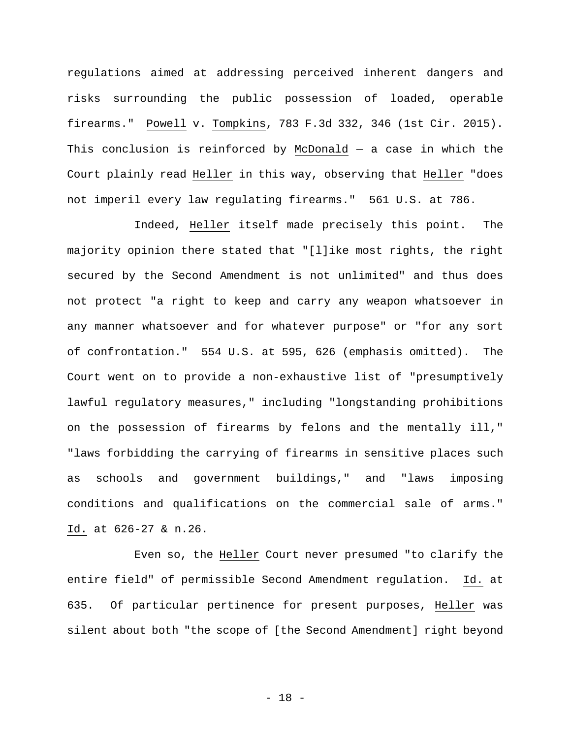regulations aimed at addressing perceived inherent dangers and risks surrounding the public possession of loaded, operable firearms." Powell v. Tompkins, 783 F.3d 332, 346 (1st Cir. 2015). This conclusion is reinforced by McDonald — a case in which the Court plainly read Heller in this way, observing that Heller "does not imperil every law regulating firearms." 561 U.S. at 786.

Indeed, Heller itself made precisely this point. The majority opinion there stated that "[l]ike most rights, the right secured by the Second Amendment is not unlimited" and thus does not protect "a right to keep and carry any weapon whatsoever in any manner whatsoever and for whatever purpose" or "for any sort of confrontation." 554 U.S. at 595, 626 (emphasis omitted). The Court went on to provide a non-exhaustive list of "presumptively lawful regulatory measures," including "longstanding prohibitions on the possession of firearms by felons and the mentally ill," "laws forbidding the carrying of firearms in sensitive places such as schools and government buildings," and "laws imposing conditions and qualifications on the commercial sale of arms." Id. at 626-27 & n.26.

Even so, the Heller Court never presumed "to clarify the entire field" of permissible Second Amendment regulation. Id. at 635. Of particular pertinence for present purposes, Heller was silent about both "the scope of [the Second Amendment] right beyond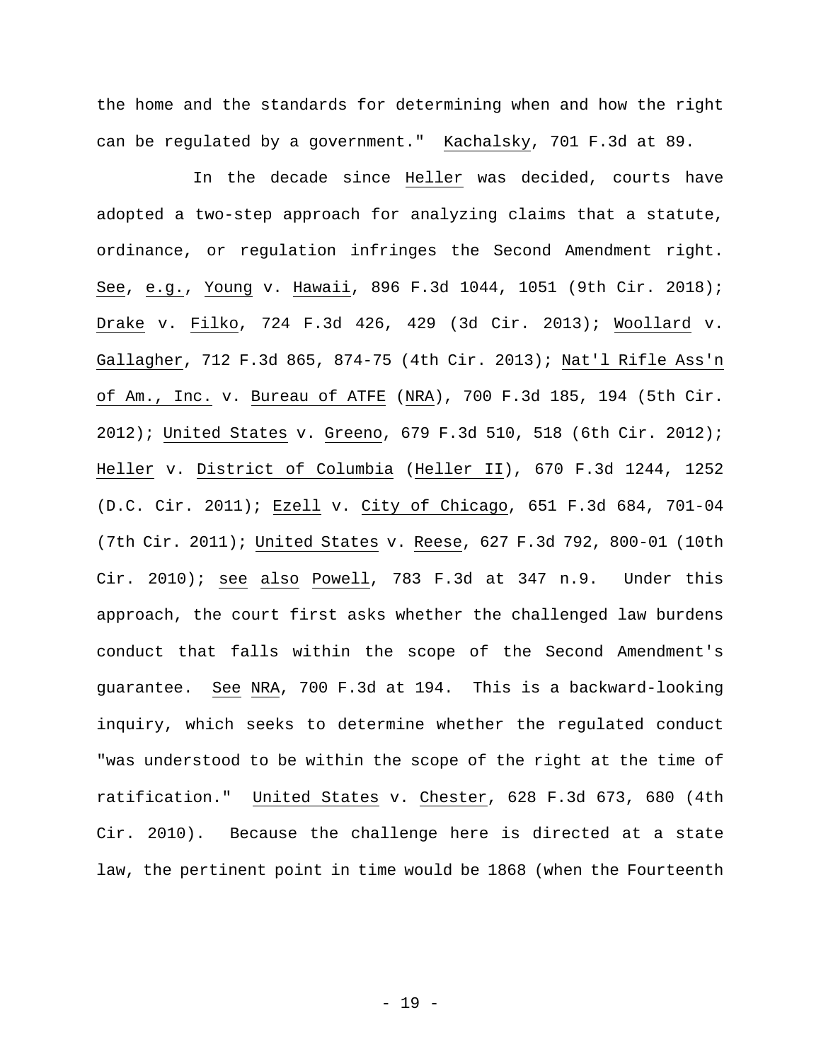the home and the standards for determining when and how the right can be regulated by a government." Kachalsky, 701 F.3d at 89.

In the decade since Heller was decided, courts have adopted a two-step approach for analyzing claims that a statute, ordinance, or regulation infringes the Second Amendment right. See, e.g., Young v. Hawaii, 896 F.3d 1044, 1051 (9th Cir. 2018); Drake v. Filko, 724 F.3d 426, 429 (3d Cir. 2013); Woollard v. Gallagher, 712 F.3d 865, 874-75 (4th Cir. 2013); Nat'l Rifle Ass'n of Am., Inc. v. Bureau of ATFE (NRA), 700 F.3d 185, 194 (5th Cir. 2012); United States v. Greeno, 679 F.3d 510, 518 (6th Cir. 2012); Heller v. District of Columbia (Heller II), 670 F.3d 1244, 1252 (D.C. Cir. 2011); Ezell v. City of Chicago, 651 F.3d 684, 701-04 (7th Cir. 2011); United States v. Reese, 627 F.3d 792, 800-01 (10th Cir. 2010); see also Powell, 783 F.3d at 347 n.9. Under this approach, the court first asks whether the challenged law burdens conduct that falls within the scope of the Second Amendment's guarantee. See NRA, 700 F.3d at 194. This is a backward-looking inquiry, which seeks to determine whether the regulated conduct "was understood to be within the scope of the right at the time of ratification." United States v. Chester, 628 F.3d 673, 680 (4th Cir. 2010). Because the challenge here is directed at a state law, the pertinent point in time would be 1868 (when the Fourteenth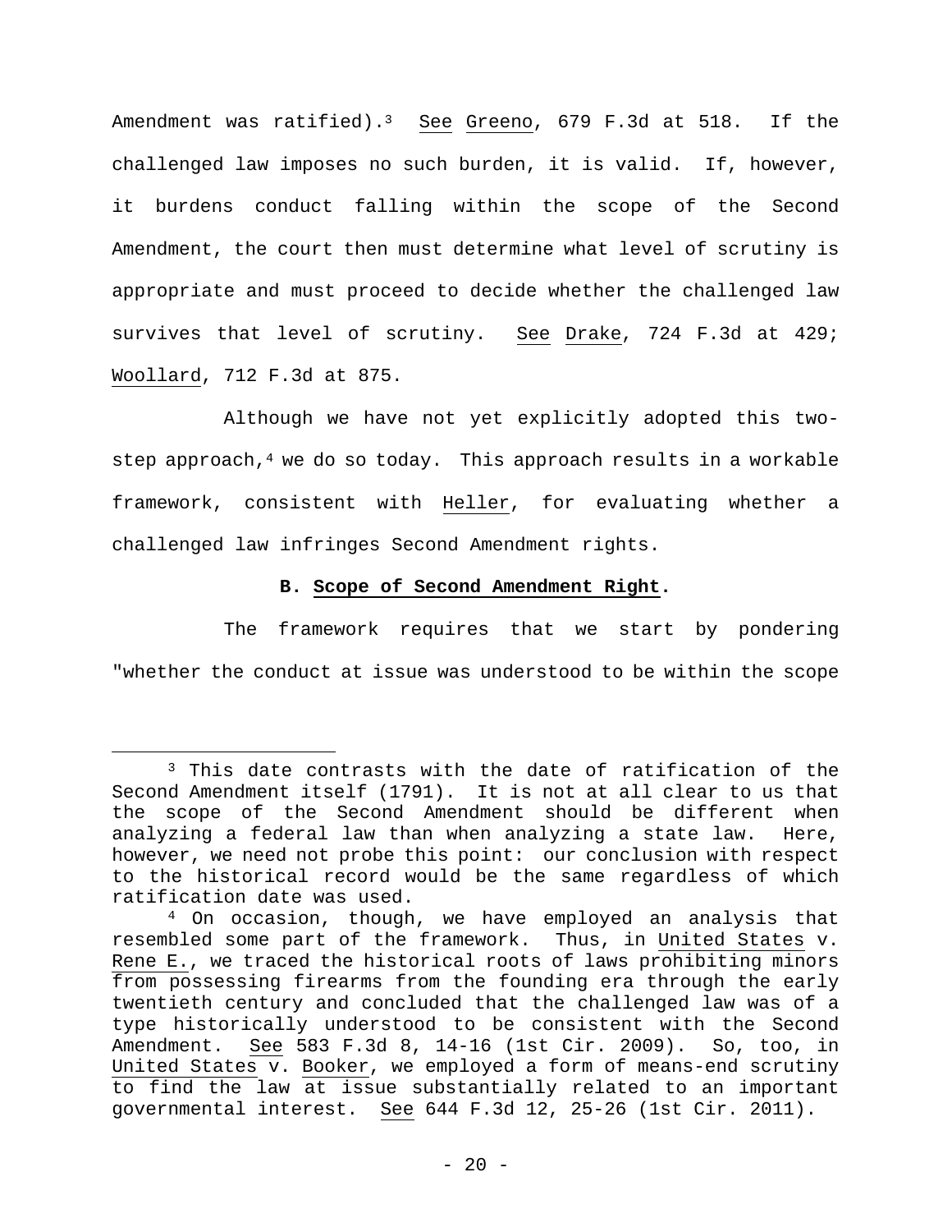Amendment was ratified).[3] See Greeno, 679 F.3d at 518. If the challenged law imposes no such burden, it is valid. If, however, it burdens conduct falling within the scope of the Second Amendment, the court then must determine what level of scrutiny is appropriate and must proceed to decide whether the challenged law survives that level of scrutiny. See Drake, 724 F.3d at 429; Woollard, 712 F.3d at 875.

Although we have not yet explicitly adopted this two-step approach,[4] we do so today. This approach results in a workable framework, consistent with Heller, for evaluating whether a challenged law infringes Second Amendment rights.

**B. Scope of Second Amendment Right.**

The framework requires that we start by pondering "whether the conduct at issue was understood to be within the scope

---

[3] This date contrasts with the date of ratification of the Second Amendment itself (1791). It is not at all clear to us that the scope of the Second Amendment should be different when analyzing a federal law than when analyzing a state law. Here, however, we need not probe this point: our conclusion with respect to the historical record would be the same regardless of which ratification date was used.

[4] On occasion, though, we have employed an analysis that resembled some part of the framework. Thus, in United States v. Rene E., we traced the historical roots of laws prohibiting minors from possessing firearms from the founding era through the early twentieth century and concluded that the challenged law was of a type historically understood to be consistent with the Second Amendment. See 583 F.3d 8, 14-16 (1st Cir. 2009). So, too, in United States v. Booker, we employed a form of means-end scrutiny to find the law at issue substantially related to an important governmental interest. See 644 F.3d 12, 25-26 (1st Cir. 2011).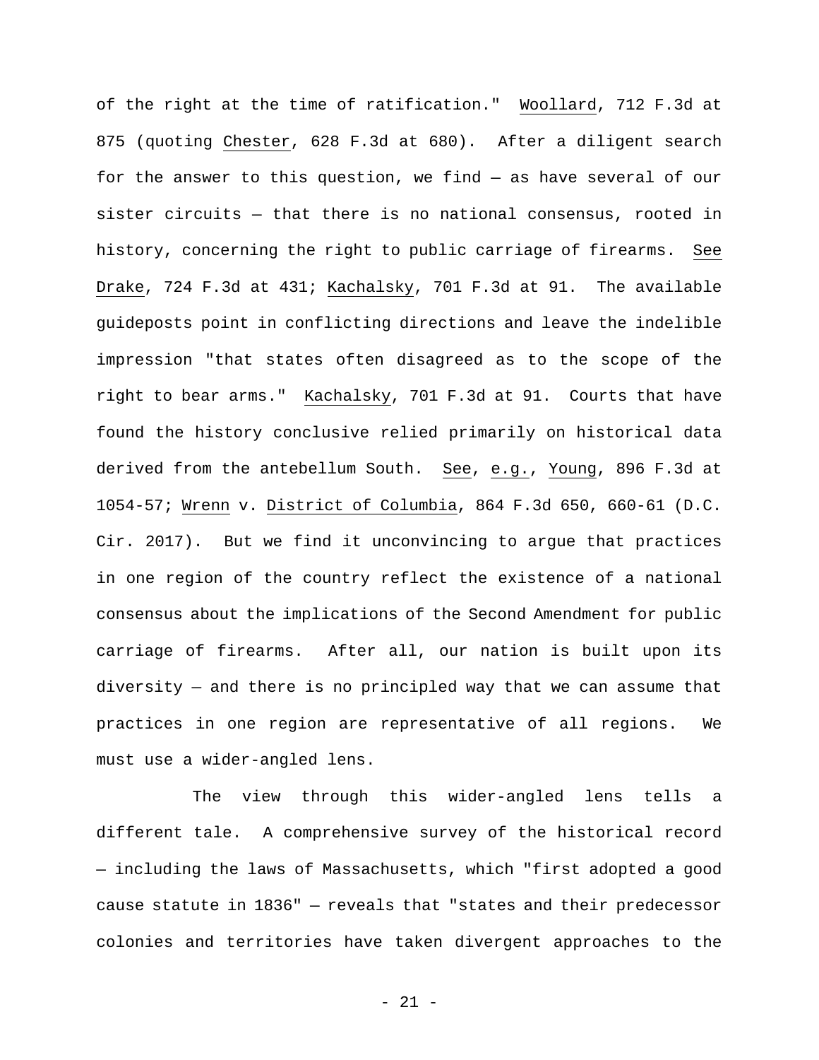of the right at the time of ratification." Woollard, 712 F.3d at 875 (quoting Chester, 628 F.3d at 680). After a diligent search for the answer to this question, we find — as have several of our sister circuits — that there is no national consensus, rooted in history, concerning the right to public carriage of firearms. See Drake, 724 F.3d at 431; Kachalsky, 701 F.3d at 91. The available guideposts point in conflicting directions and leave the indelible impression "that states often disagreed as to the scope of the right to bear arms." Kachalsky, 701 F.3d at 91. Courts that have found the history conclusive relied primarily on historical data derived from the antebellum South. See, e.g., Young, 896 F.3d at 1054-57; Wrenn v. District of Columbia, 864 F.3d 650, 660-61 (D.C. Cir. 2017). But we find it unconvincing to argue that practices in one region of the country reflect the existence of a national consensus about the implications of the Second Amendment for public carriage of firearms. After all, our nation is built upon its diversity — and there is no principled way that we can assume that practices in one region are representative of all regions. We must use a wider-angled lens.

The view through this wider-angled lens tells a different tale. A comprehensive survey of the historical record — including the laws of Massachusetts, which "first adopted a good cause statute in 1836" — reveals that "states and their predecessor colonies and territories have taken divergent approaches to the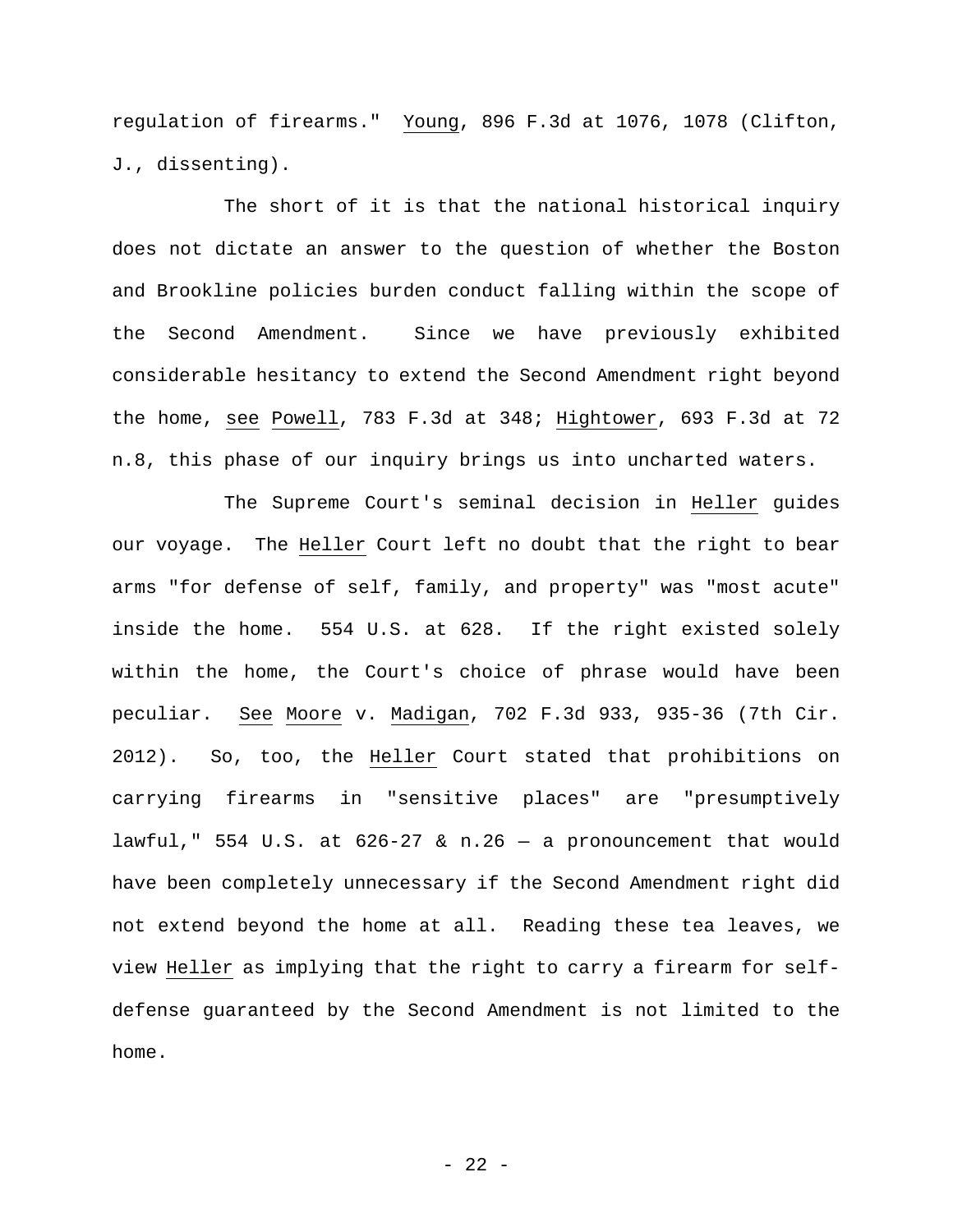regulation of firearms." Young, 896 F.3d at 1076, 1078 (Clifton, J., dissenting).

The short of it is that the national historical inquiry does not dictate an answer to the question of whether the Boston and Brookline policies burden conduct falling within the scope of the Second Amendment. Since we have previously exhibited considerable hesitancy to extend the Second Amendment right beyond the home, see Powell, 783 F.3d at 348; Hightower, 693 F.3d at 72 n.8, this phase of our inquiry brings us into uncharted waters.

The Supreme Court's seminal decision in Heller guides our voyage. The Heller Court left no doubt that the right to bear arms "for defense of self, family, and property" was "most acute" inside the home. 554 U.S. at 628. If the right existed solely within the home, the Court's choice of phrase would have been peculiar. See Moore v. Madigan, 702 F.3d 933, 935-36 (7th Cir. 2012). So, too, the Heller Court stated that prohibitions on carrying firearms in "sensitive places" are "presumptively lawful," 554 U.S. at 626-27 & n.26 — a pronouncement that would have been completely unnecessary if the Second Amendment right did not extend beyond the home at all. Reading these tea leaves, we view Heller as implying that the right to carry a firearm for self-defense guaranteed by the Second Amendment is not limited to the home.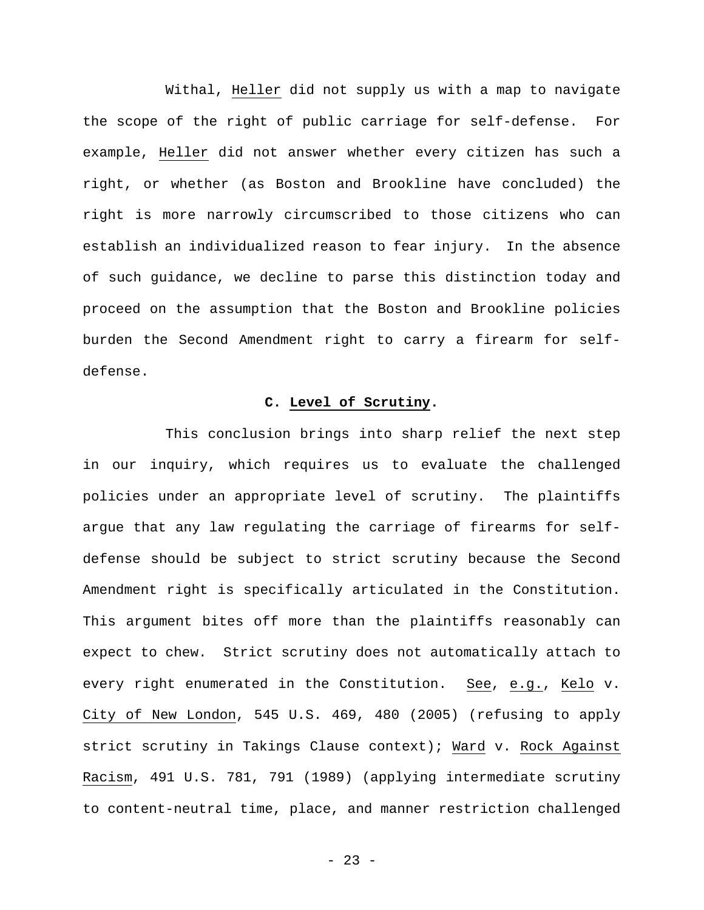Withal, Heller did not supply us with a map to navigate the scope of the right of public carriage for self-defense. For example, Heller did not answer whether every citizen has such a right, or whether (as Boston and Brookline have concluded) the right is more narrowly circumscribed to those citizens who can establish an individualized reason to fear injury. In the absence of such guidance, we decline to parse this distinction today and proceed on the assumption that the Boston and Brookline policies burden the Second Amendment right to carry a firearm for self-defense.

### C. Level of Scrutiny.

This conclusion brings into sharp relief the next step in our inquiry, which requires us to evaluate the challenged policies under an appropriate level of scrutiny. The plaintiffs argue that any law regulating the carriage of firearms for self-defense should be subject to strict scrutiny because the Second Amendment right is specifically articulated in the Constitution. This argument bites off more than the plaintiffs reasonably can expect to chew. Strict scrutiny does not automatically attach to every right enumerated in the Constitution. See, e.g., Kelo v. City of New London, 545 U.S. 469, 480 (2005) (refusing to apply strict scrutiny in Takings Clause context); Ward v. Rock Against Racism, 491 U.S. 781, 791 (1989) (applying intermediate scrutiny to content-neutral time, place, and manner restriction challenged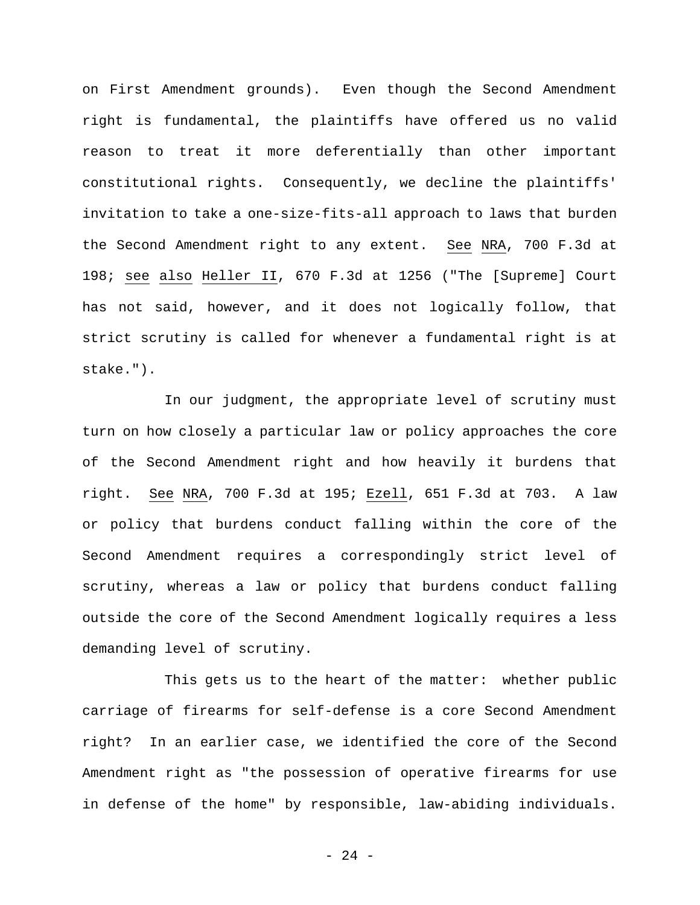on First Amendment grounds). Even though the Second Amendment right is fundamental, the plaintiffs have offered us no valid reason to treat it more deferentially than other important constitutional rights. Consequently, we decline the plaintiffs' invitation to take a one-size-fits-all approach to laws that burden the Second Amendment right to any extent. See NRA, 700 F.3d at 198; see also Heller II, 670 F.3d at 1256 ("The [Supreme] Court has not said, however, and it does not logically follow, that strict scrutiny is called for whenever a fundamental right is at stake.").

In our judgment, the appropriate level of scrutiny must turn on how closely a particular law or policy approaches the core of the Second Amendment right and how heavily it burdens that right. See NRA, 700 F.3d at 195; Ezell, 651 F.3d at 703. A law or policy that burdens conduct falling within the core of the Second Amendment requires a correspondingly strict level of scrutiny, whereas a law or policy that burdens conduct falling outside the core of the Second Amendment logically requires a less demanding level of scrutiny.

This gets us to the heart of the matter: whether public carriage of firearms for self-defense is a core Second Amendment right? In an earlier case, we identified the core of the Second Amendment right as "the possession of operative firearms for use in defense of the home" by responsible, law-abiding individuals.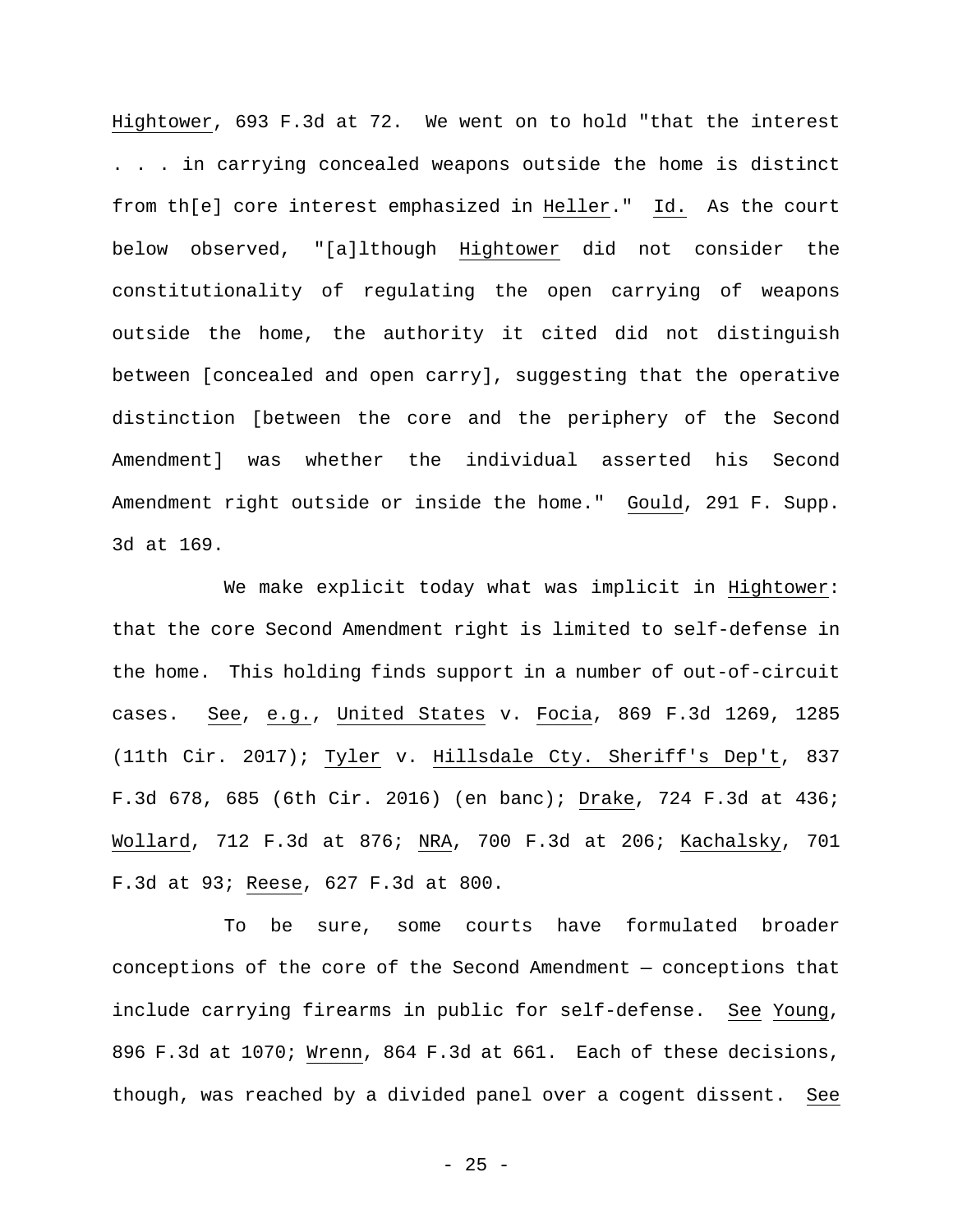Hightower, 693 F.3d at 72. We went on to hold "that the interest . . . in carrying concealed weapons outside the home is distinct from th[e] core interest emphasized in Heller." Id. As the court below observed, "[a]lthough Hightower did not consider the constitutionality of regulating the open carrying of weapons outside the home, the authority it cited did not distinguish between [concealed and open carry], suggesting that the operative distinction [between the core and the periphery of the Second Amendment] was whether the individual asserted his Second Amendment right outside or inside the home." Gould, 291 F. Supp. 3d at 169.

We make explicit today what was implicit in Hightower: that the core Second Amendment right is limited to self-defense in the home. This holding finds support in a number of out-of-circuit cases. See, e.g., United States v. Focia, 869 F.3d 1269, 1285 (11th Cir. 2017); Tyler v. Hillsdale Cty. Sheriff's Dep't, 837 F.3d 678, 685 (6th Cir. 2016) (en banc); Drake, 724 F.3d at 436; Wollard, 712 F.3d at 876; NRA, 700 F.3d at 206; Kachalsky, 701 F.3d at 93; Reese, 627 F.3d at 800.

To be sure, some courts have formulated broader conceptions of the core of the Second Amendment — conceptions that include carrying firearms in public for self-defense. See Young, 896 F.3d at 1070; Wrenn, 864 F.3d at 661. Each of these decisions, though, was reached by a divided panel over a cogent dissent. See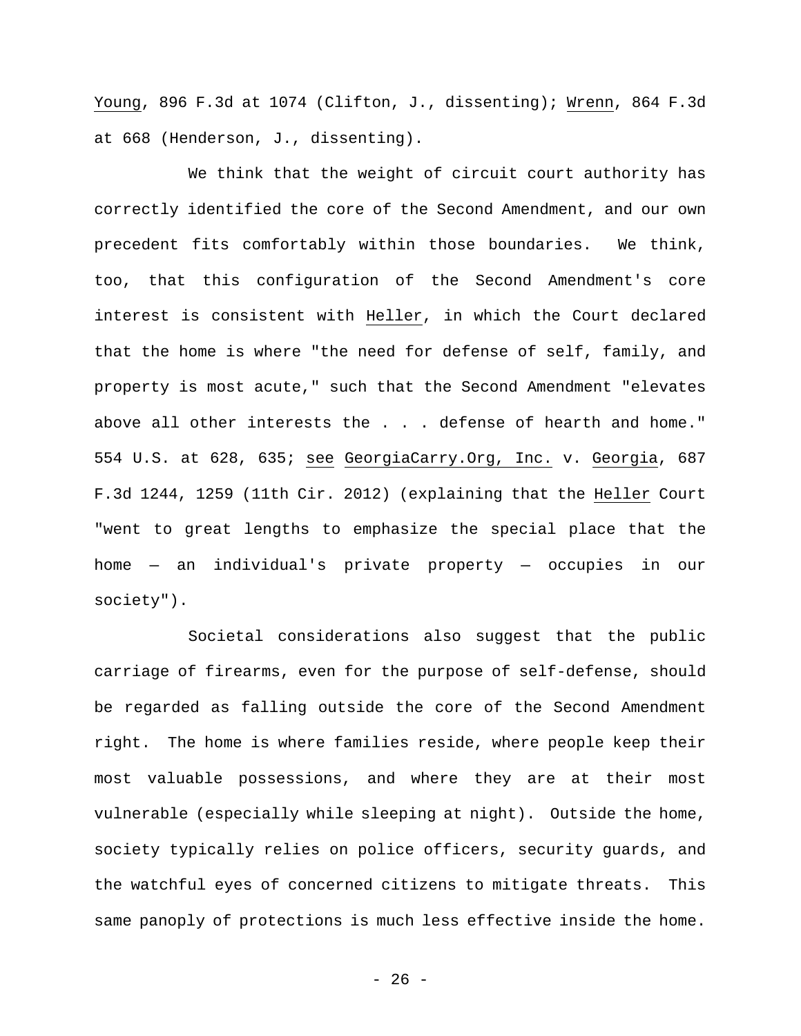Young, 896 F.3d at 1074 (Clifton, J., dissenting); Wrenn, 864 F.3d at 668 (Henderson, J., dissenting).

We think that the weight of circuit court authority has correctly identified the core of the Second Amendment, and our own precedent fits comfortably within those boundaries. We think, too, that this configuration of the Second Amendment's core interest is consistent with Heller, in which the Court declared that the home is where "the need for defense of self, family, and property is most acute," such that the Second Amendment "elevates above all other interests the . . . defense of hearth and home." 554 U.S. at 628, 635; see GeorgiaCarry.Org, Inc. v. Georgia, 687 F.3d 1244, 1259 (11th Cir. 2012) (explaining that the Heller Court "went to great lengths to emphasize the special place that the home — an individual's private property — occupies in our society").

Societal considerations also suggest that the public carriage of firearms, even for the purpose of self-defense, should be regarded as falling outside the core of the Second Amendment right. The home is where families reside, where people keep their most valuable possessions, and where they are at their most vulnerable (especially while sleeping at night). Outside the home, society typically relies on police officers, security guards, and the watchful eyes of concerned citizens to mitigate threats. This same panoply of protections is much less effective inside the home.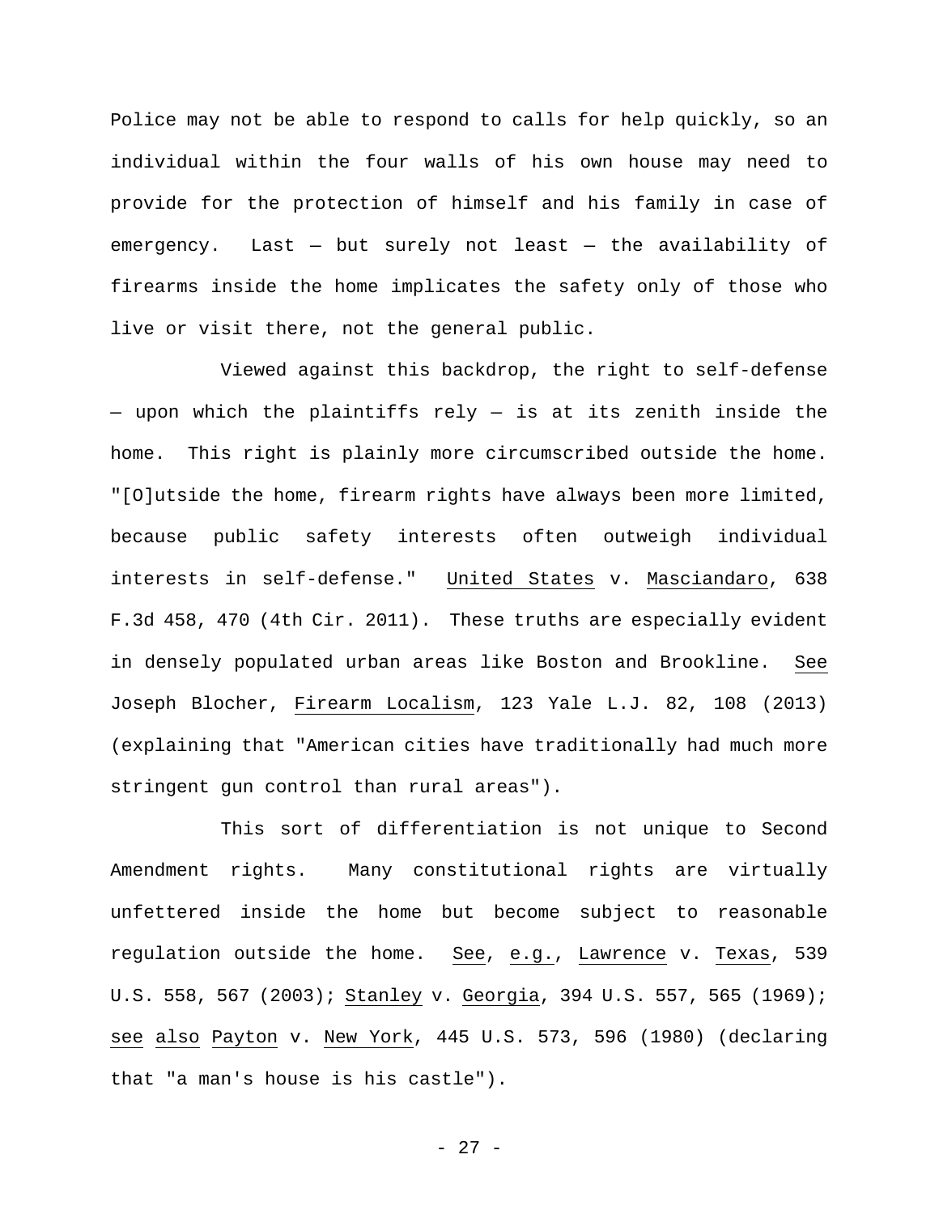Police may not be able to respond to calls for help quickly, so an individual within the four walls of his own house may need to provide for the protection of himself and his family in case of emergency. Last — but surely not least — the availability of firearms inside the home implicates the safety only of those who live or visit there, not the general public.

Viewed against this backdrop, the right to self-defense — upon which the plaintiffs rely — is at its zenith inside the home. This right is plainly more circumscribed outside the home. "[O]utside the home, firearm rights have always been more limited, because public safety interests often outweigh individual interests in self-defense." United States v. Masciandaro, 638 F.3d 458, 470 (4th Cir. 2011). These truths are especially evident in densely populated urban areas like Boston and Brookline. See Joseph Blocher, Firearm Localism, 123 Yale L.J. 82, 108 (2013) (explaining that "American cities have traditionally had much more stringent gun control than rural areas").

This sort of differentiation is not unique to Second Amendment rights. Many constitutional rights are virtually unfettered inside the home but become subject to reasonable regulation outside the home. See, e.g., Lawrence v. Texas, 539 U.S. 558, 567 (2003); Stanley v. Georgia, 394 U.S. 557, 565 (1969); see also Payton v. New York, 445 U.S. 573, 596 (1980) (declaring that "a man's house is his castle").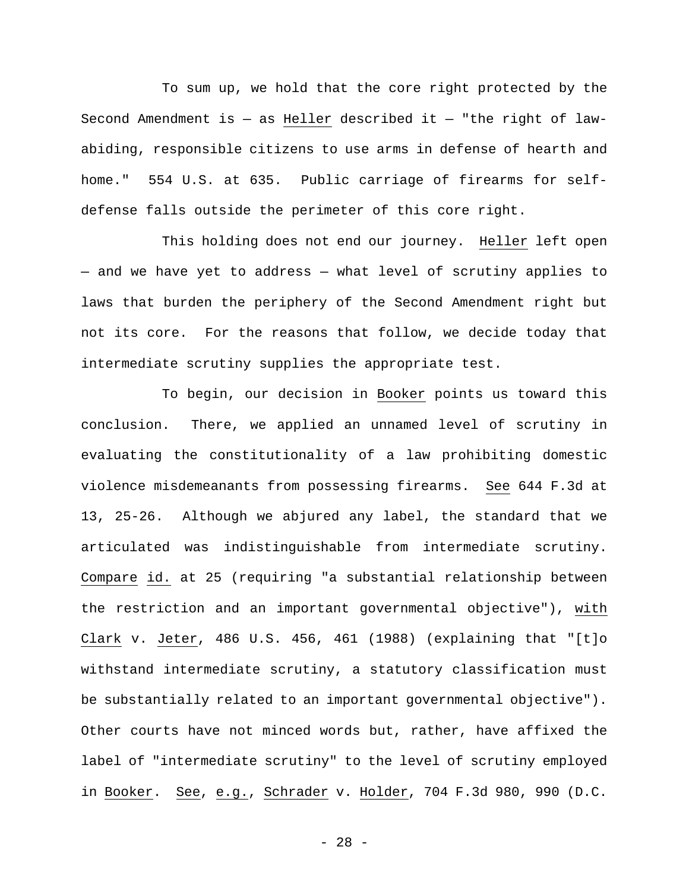To sum up, we hold that the core right protected by the Second Amendment is — as Heller described it — "the right of law-abiding, responsible citizens to use arms in defense of hearth and home." 554 U.S. at 635. Public carriage of firearms for self-defense falls outside the perimeter of this core right.

This holding does not end our journey. Heller left open — and we have yet to address — what level of scrutiny applies to laws that burden the periphery of the Second Amendment right but not its core. For the reasons that follow, we decide today that intermediate scrutiny supplies the appropriate test.

To begin, our decision in Booker points us toward this conclusion. There, we applied an unnamed level of scrutiny in evaluating the constitutionality of a law prohibiting domestic violence misdemeanants from possessing firearms. See 644 F.3d at 13, 25-26. Although we abjured any label, the standard that we articulated was indistinguishable from intermediate scrutiny. Compare id. at 25 (requiring "a substantial relationship between the restriction and an important governmental objective"), with Clark v. Jeter, 486 U.S. 456, 461 (1988) (explaining that "[t]o withstand intermediate scrutiny, a statutory classification must be substantially related to an important governmental objective"). Other courts have not minced words but, rather, have affixed the label of "intermediate scrutiny" to the level of scrutiny employed in Booker. See, e.g., Schrader v. Holder, 704 F.3d 980, 990 (D.C.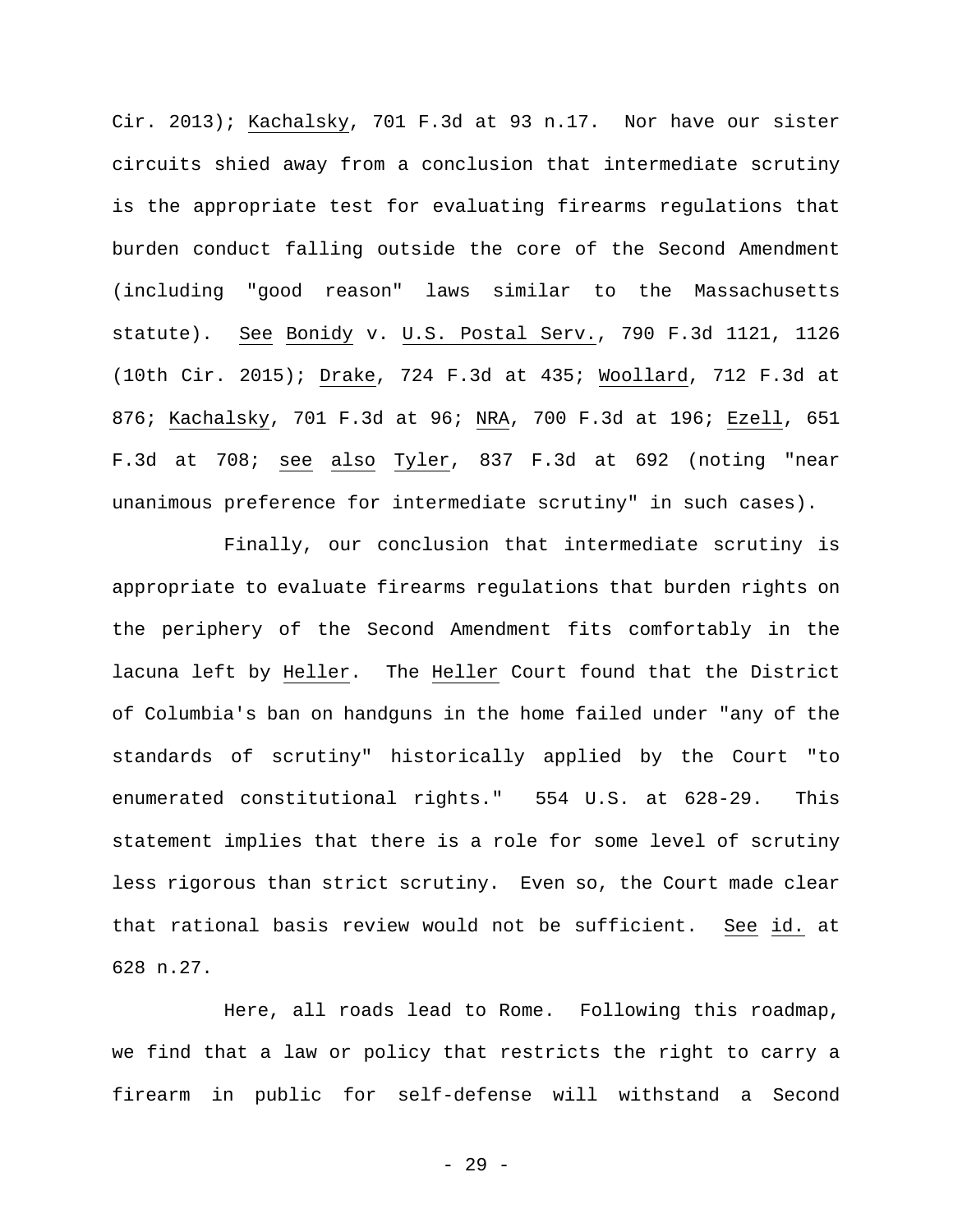Cir. 2013); Kachalsky, 701 F.3d at 93 n.17. Nor have our sister circuits shied away from a conclusion that intermediate scrutiny is the appropriate test for evaluating firearms regulations that burden conduct falling outside the core of the Second Amendment (including "good reason" laws similar to the Massachusetts statute). See Bonidy v. U.S. Postal Serv., 790 F.3d 1121, 1126 (10th Cir. 2015); Drake, 724 F.3d at 435; Woollard, 712 F.3d at 876; Kachalsky, 701 F.3d at 96; NRA, 700 F.3d at 196; Ezell, 651 F.3d at 708; see also Tyler, 837 F.3d at 692 (noting "near unanimous preference for intermediate scrutiny" in such cases).

Finally, our conclusion that intermediate scrutiny is appropriate to evaluate firearms regulations that burden rights on the periphery of the Second Amendment fits comfortably in the lacuna left by Heller. The Heller Court found that the District of Columbia's ban on handguns in the home failed under "any of the standards of scrutiny" historically applied by the Court "to enumerated constitutional rights." 554 U.S. at 628-29. This statement implies that there is a role for some level of scrutiny less rigorous than strict scrutiny. Even so, the Court made clear that rational basis review would not be sufficient. See id. at 628 n.27.

Here, all roads lead to Rome. Following this roadmap, we find that a law or policy that restricts the right to carry a firearm in public for self-defense will withstand a Second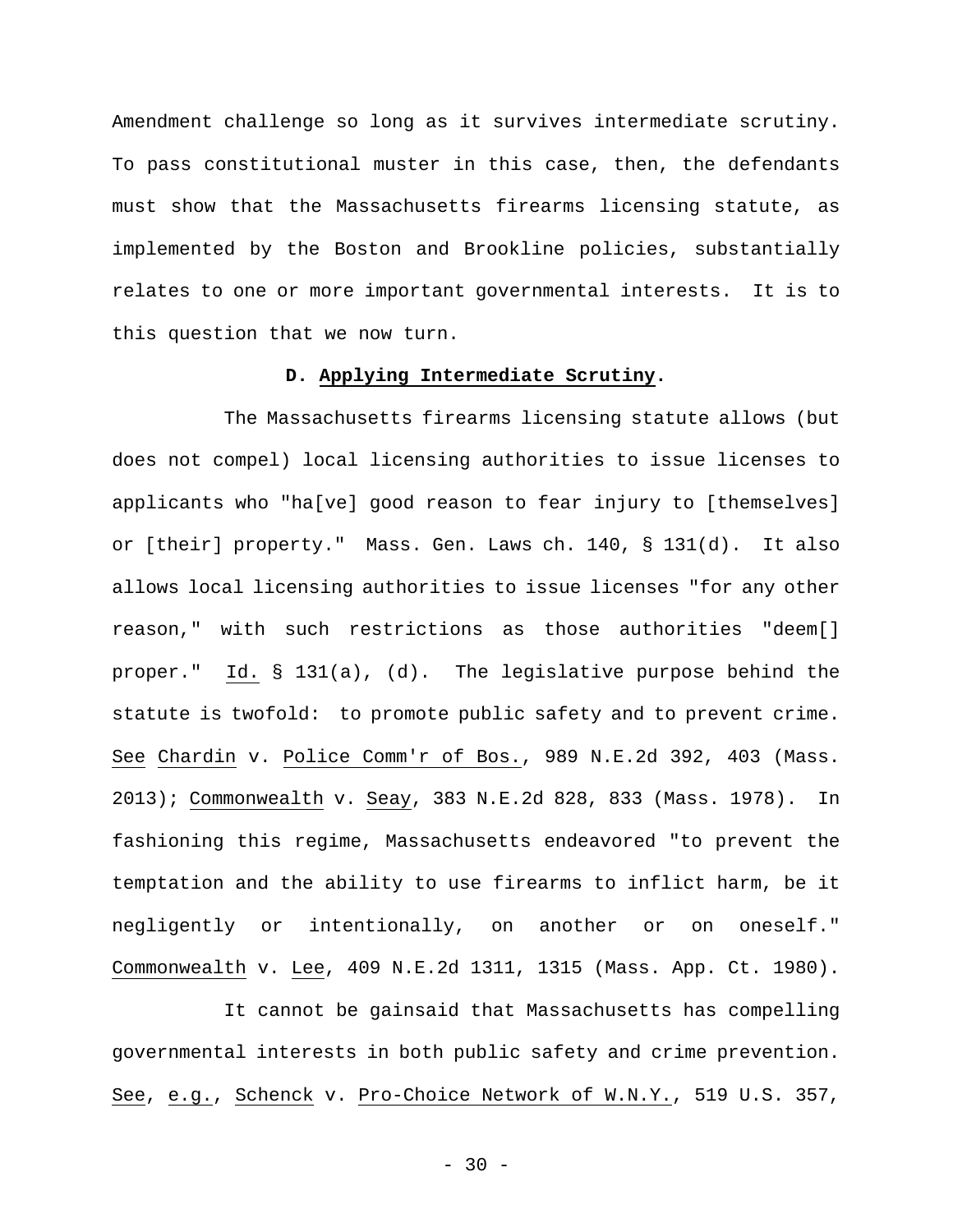Amendment challenge so long as it survives intermediate scrutiny. To pass constitutional muster in this case, then, the defendants must show that the Massachusetts firearms licensing statute, as implemented by the Boston and Brookline policies, substantially relates to one or more important governmental interests. It is to this question that we now turn.

### D. Applying Intermediate Scrutiny.

The Massachusetts firearms licensing statute allows (but does not compel) local licensing authorities to issue licenses to applicants who "ha[ve] good reason to fear injury to [themselves] or [their] property." Mass. Gen. Laws ch. 140, § 131(d). It also allows local licensing authorities to issue licenses "for any other reason," with such restrictions as those authorities "deem[] proper." Id. § 131(a), (d). The legislative purpose behind the statute is twofold: to promote public safety and to prevent crime. See Chardin v. Police Comm'r of Bos., 989 N.E.2d 392, 403 (Mass. 2013); Commonwealth v. Seay, 383 N.E.2d 828, 833 (Mass. 1978). In fashioning this regime, Massachusetts endeavored "to prevent the temptation and the ability to use firearms to inflict harm, be it negligently or intentionally, on another or on oneself." Commonwealth v. Lee, 409 N.E.2d 1311, 1315 (Mass. App. Ct. 1980).

It cannot be gainsaid that Massachusetts has compelling governmental interests in both public safety and crime prevention. See, e.g., Schenck v. Pro-Choice Network of W.N.Y., 519 U.S. 357,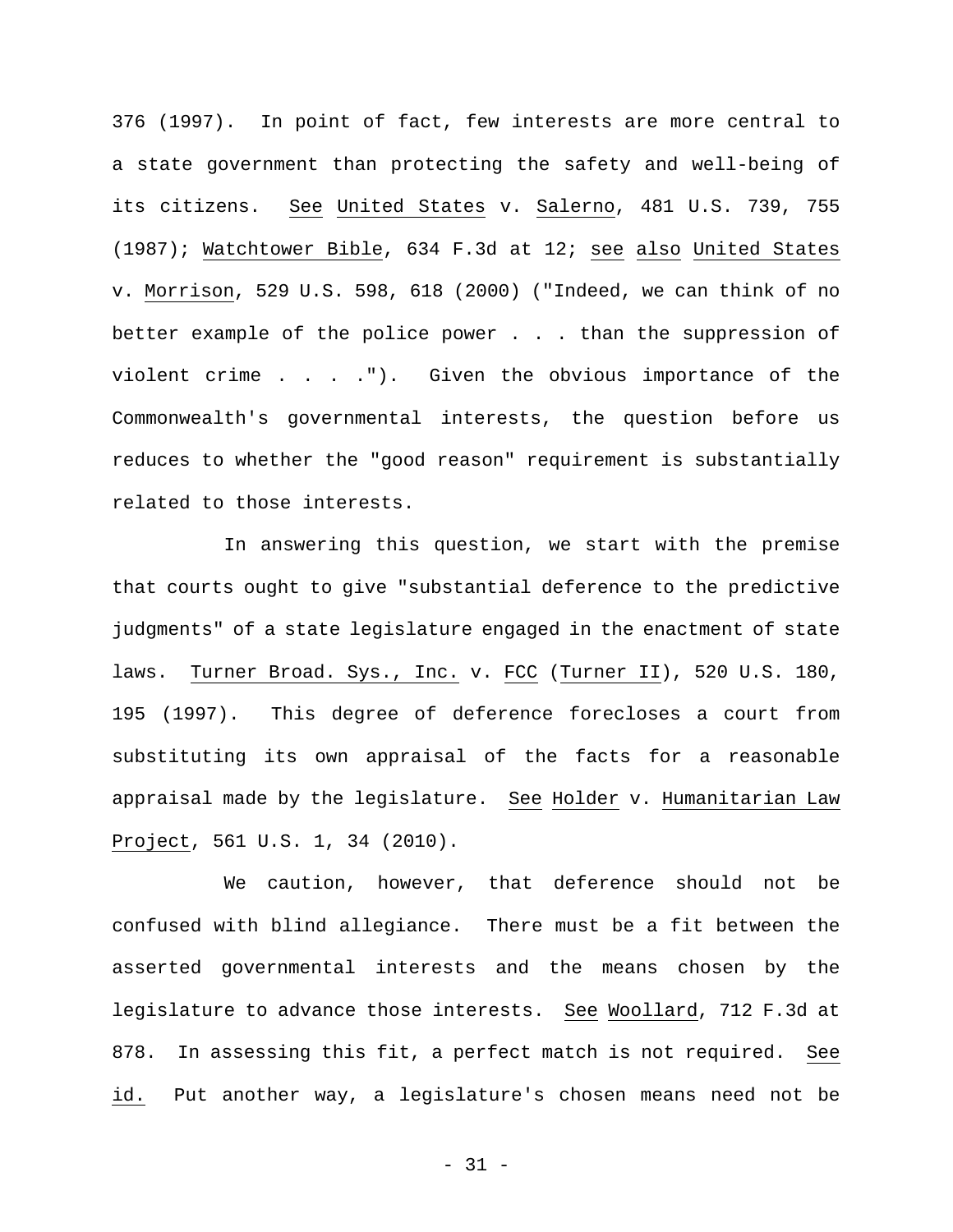376 (1997). In point of fact, few interests are more central to a state government than protecting the safety and well-being of its citizens. See United States v. Salerno, 481 U.S. 739, 755 (1987); Watchtower Bible, 634 F.3d at 12; see also United States v. Morrison, 529 U.S. 598, 618 (2000) ("Indeed, we can think of no better example of the police power . . . than the suppression of violent crime . . . ."). Given the obvious importance of the Commonwealth's governmental interests, the question before us reduces to whether the "good reason" requirement is substantially related to those interests.

In answering this question, we start with the premise that courts ought to give "substantial deference to the predictive judgments" of a state legislature engaged in the enactment of state laws. Turner Broad. Sys., Inc. v. FCC (Turner II), 520 U.S. 180, 195 (1997). This degree of deference forecloses a court from substituting its own appraisal of the facts for a reasonable appraisal made by the legislature. See Holder v. Humanitarian Law Project, 561 U.S. 1, 34 (2010).

We caution, however, that deference should not be confused with blind allegiance. There must be a fit between the asserted governmental interests and the means chosen by the legislature to advance those interests. See Woollard, 712 F.3d at 878. In assessing this fit, a perfect match is not required. See id. Put another way, a legislature's chosen means need not be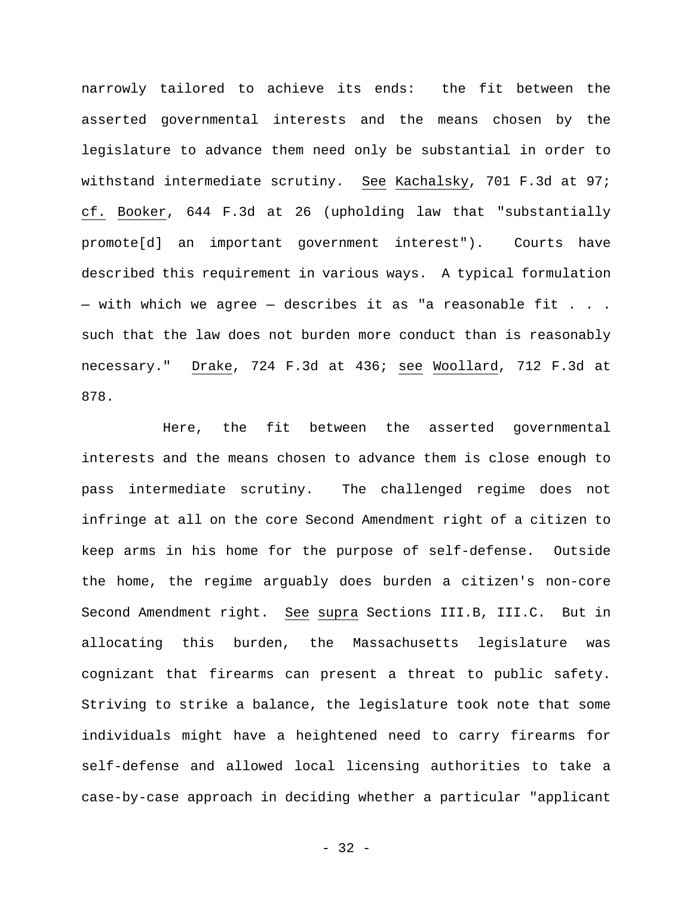narrowly tailored to achieve its ends: the fit between the asserted governmental interests and the means chosen by the legislature to advance them need only be substantial in order to withstand intermediate scrutiny. See Kachalsky, 701 F.3d at 97; cf. Booker, 644 F.3d at 26 (upholding law that "substantially promote[d] an important government interest"). Courts have described this requirement in various ways. A typical formulation — with which we agree — describes it as "a reasonable fit . . . such that the law does not burden more conduct than is reasonably necessary." Drake, 724 F.3d at 436; see Woollard, 712 F.3d at 878.

Here, the fit between the asserted governmental interests and the means chosen to advance them is close enough to pass intermediate scrutiny. The challenged regime does not infringe at all on the core Second Amendment right of a citizen to keep arms in his home for the purpose of self-defense. Outside the home, the regime arguably does burden a citizen's non-core Second Amendment right. See supra Sections III.B, III.C. But in allocating this burden, the Massachusetts legislature was cognizant that firearms can present a threat to public safety. Striving to strike a balance, the legislature took note that some individuals might have a heightened need to carry firearms for self-defense and allowed local licensing authorities to take a case-by-case approach in deciding whether a particular "applicant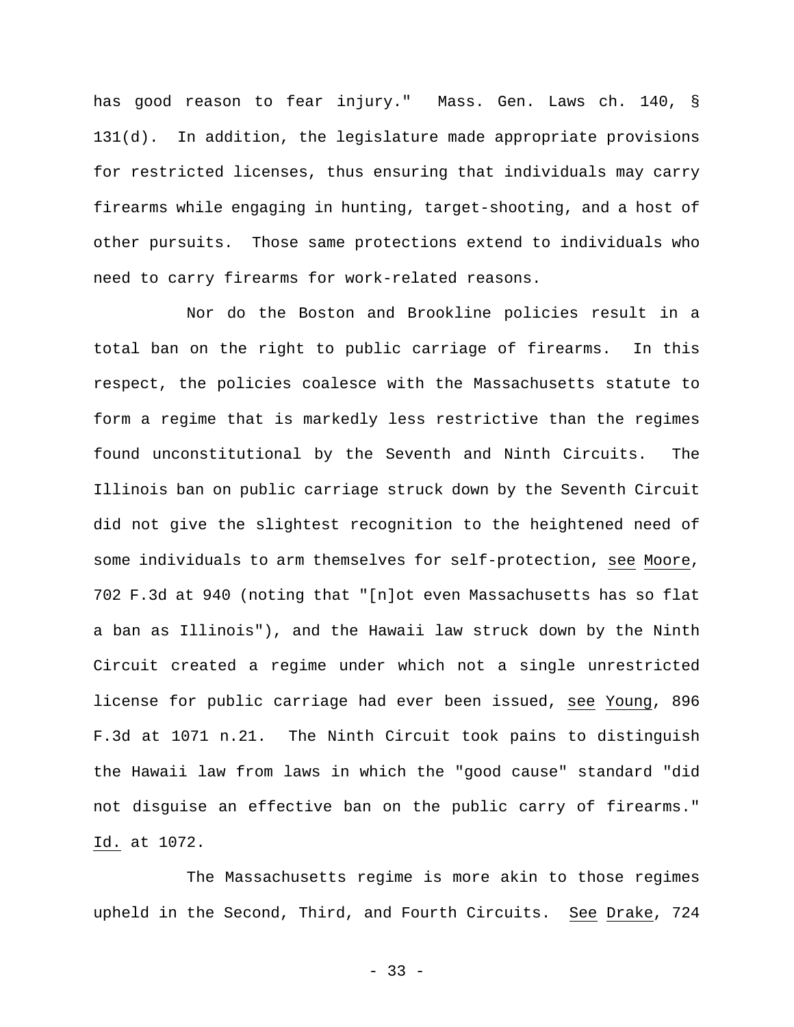has good reason to fear injury." Mass. Gen. Laws ch. 140, § 131(d). In addition, the legislature made appropriate provisions for restricted licenses, thus ensuring that individuals may carry firearms while engaging in hunting, target-shooting, and a host of other pursuits. Those same protections extend to individuals who need to carry firearms for work-related reasons.

Nor do the Boston and Brookline policies result in a total ban on the right to public carriage of firearms. In this respect, the policies coalesce with the Massachusetts statute to form a regime that is markedly less restrictive than the regimes found unconstitutional by the Seventh and Ninth Circuits. The Illinois ban on public carriage struck down by the Seventh Circuit did not give the slightest recognition to the heightened need of some individuals to arm themselves for self-protection, see Moore, 702 F.3d at 940 (noting that "[n]ot even Massachusetts has so flat a ban as Illinois"), and the Hawaii law struck down by the Ninth Circuit created a regime under which not a single unrestricted license for public carriage had ever been issued, see Young, 896 F.3d at 1071 n.21. The Ninth Circuit took pains to distinguish the Hawaii law from laws in which the "good cause" standard "did not disguise an effective ban on the public carry of firearms." Id. at 1072.

The Massachusetts regime is more akin to those regimes upheld in the Second, Third, and Fourth Circuits. See Drake, 724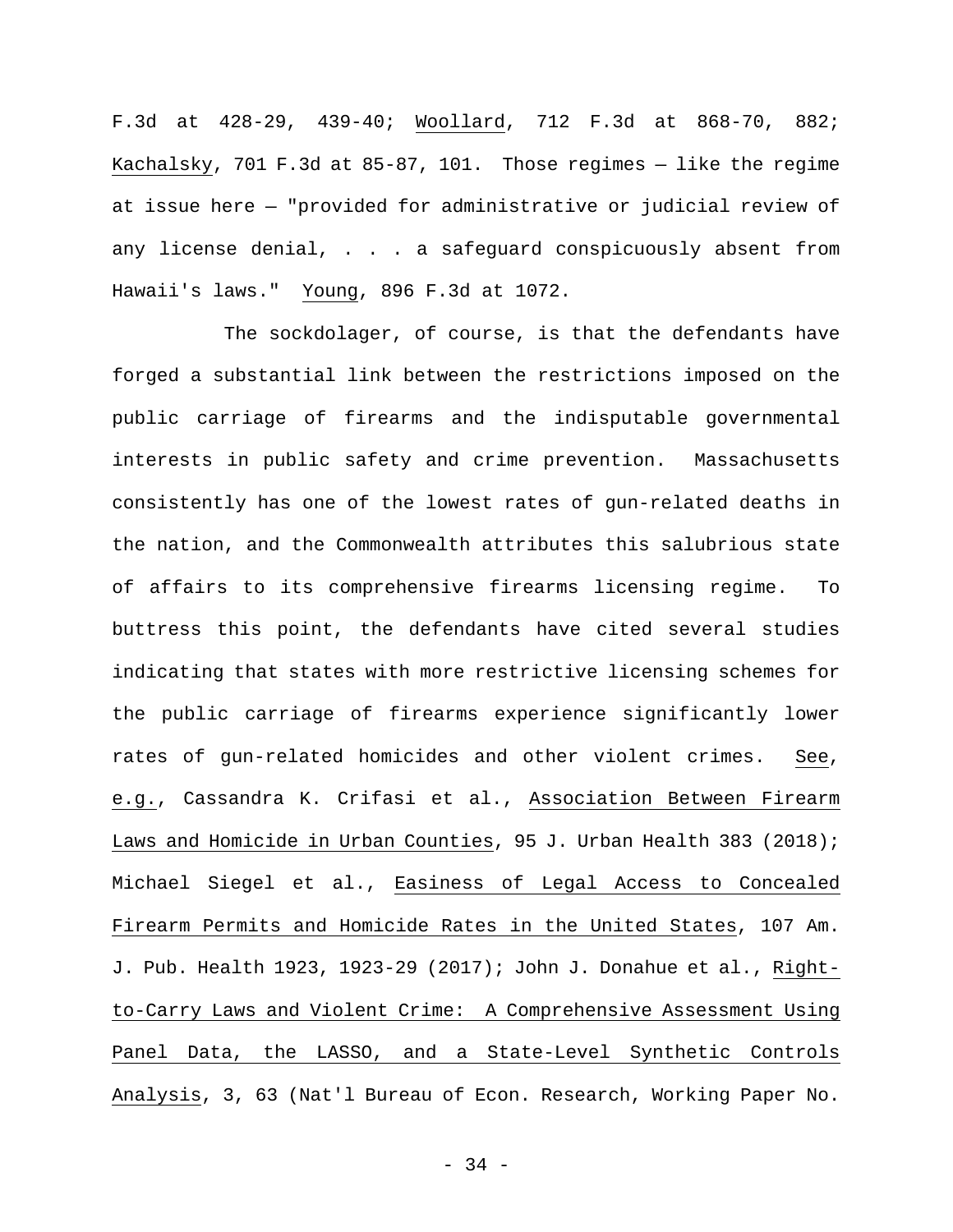F.3d at 428-29, 439-40; Woollard, 712 F.3d at 868-70, 882; Kachalsky, 701 F.3d at 85-87, 101. Those regimes — like the regime at issue here — "provided for administrative or judicial review of any license denial, . . . a safeguard conspicuously absent from Hawaii's laws." Young, 896 F.3d at 1072.

The sockdolager, of course, is that the defendants have forged a substantial link between the restrictions imposed on the public carriage of firearms and the indisputable governmental interests in public safety and crime prevention. Massachusetts consistently has one of the lowest rates of gun-related deaths in the nation, and the Commonwealth attributes this salubrious state of affairs to its comprehensive firearms licensing regime. To buttress this point, the defendants have cited several studies indicating that states with more restrictive licensing schemes for the public carriage of firearms experience significantly lower rates of gun-related homicides and other violent crimes. See, e.g., Cassandra K. Crifasi et al., Association Between Firearm Laws and Homicide in Urban Counties, 95 J. Urban Health 383 (2018); Michael Siegel et al., Easiness of Legal Access to Concealed Firearm Permits and Homicide Rates in the United States, 107 Am. J. Pub. Health 1923, 1923-29 (2017); John J. Donahue et al., Right-to-Carry Laws and Violent Crime: A Comprehensive Assessment Using Panel Data, the LASSO, and a State-Level Synthetic Controls Analysis, 3, 63 (Nat'l Bureau of Econ. Research, Working Paper No.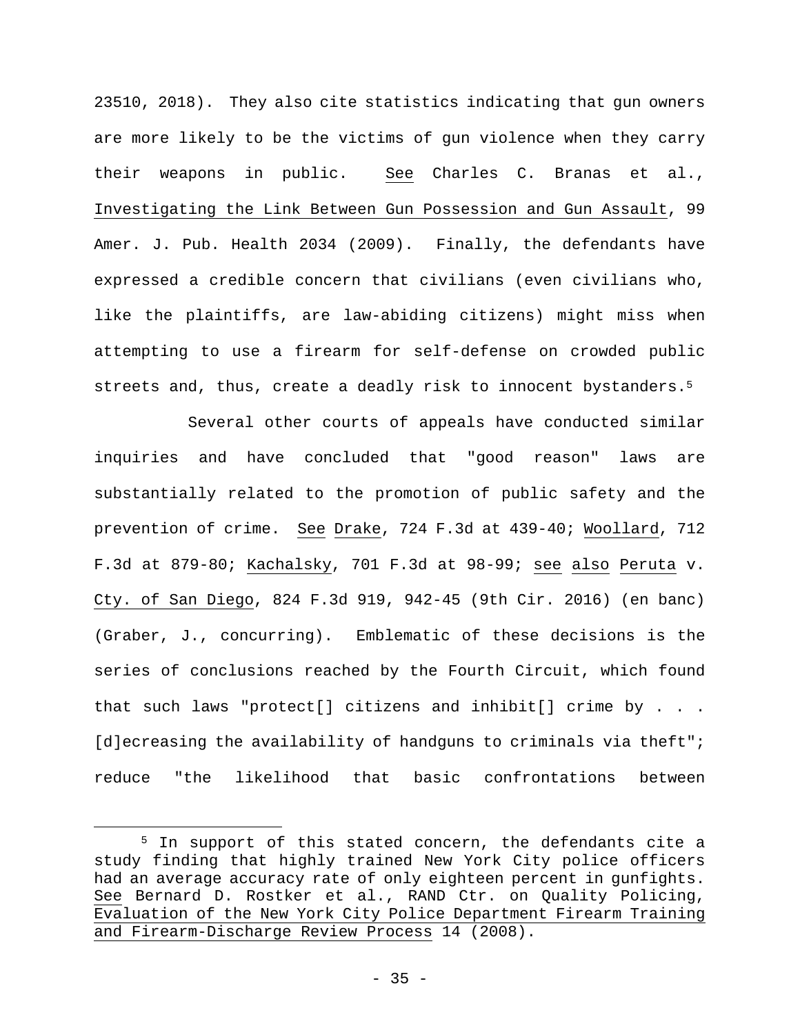23510, 2018). They also cite statistics indicating that gun owners are more likely to be the victims of gun violence when they carry their weapons in public. See Charles C. Branas et al., Investigating the Link Between Gun Possession and Gun Assault, 99 Amer. J. Pub. Health 2034 (2009). Finally, the defendants have expressed a credible concern that civilians (even civilians who, like the plaintiffs, are law-abiding citizens) might miss when attempting to use a firearm for self-defense on crowded public streets and, thus, create a deadly risk to innocent bystanders.[5]

Several other courts of appeals have conducted similar inquiries and have concluded that "good reason" laws are substantially related to the promotion of public safety and the prevention of crime. See Drake, 724 F.3d at 439-40; Woollard, 712 F.3d at 879-80; Kachalsky, 701 F.3d at 98-99; see also Peruta v. Cty. of San Diego, 824 F.3d 919, 942-45 (9th Cir. 2016) (en banc) (Graber, J., concurring). Emblematic of these decisions is the series of conclusions reached by the Fourth Circuit, which found that such laws "protect[] citizens and inhibit[] crime by . . . [d]ecreasing the availability of handguns to criminals via theft"; reduce "the likelihood that basic confrontations between

---

[5] In support of this stated concern, the defendants cite a study finding that highly trained New York City police officers had an average accuracy rate of only eighteen percent in gunfights. See Bernard D. Rostker et al., RAND Ctr. on Quality Policing, Evaluation of the New York City Police Department Firearm Training and Firearm-Discharge Review Process 14 (2008).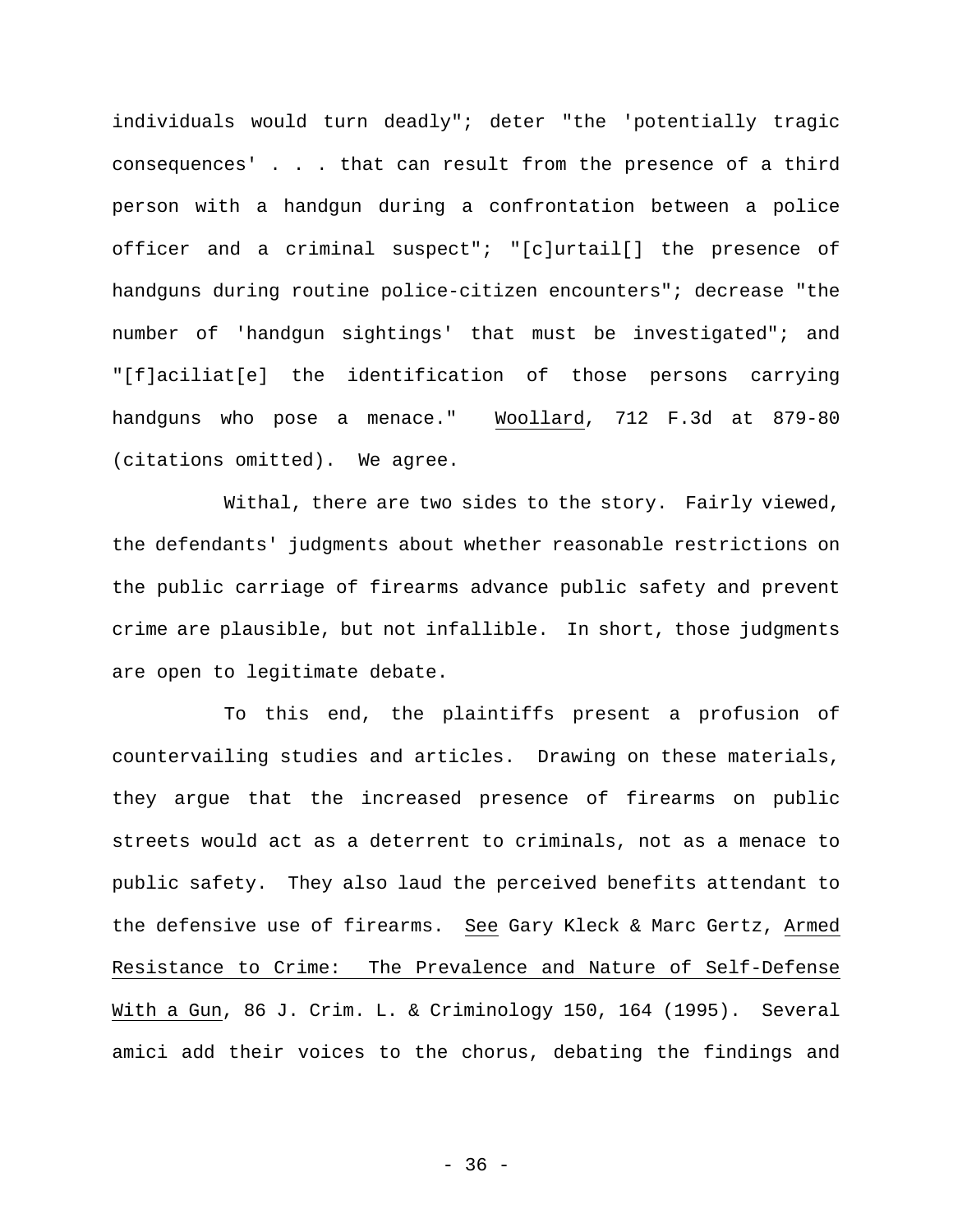individuals would turn deadly"; deter "the 'potentially tragic consequences' . . . that can result from the presence of a third person with a handgun during a confrontation between a police officer and a criminal suspect"; "[c]urtail[] the presence of handguns during routine police-citizen encounters"; decrease "the number of 'handgun sightings' that must be investigated"; and "[f]aciliat[e] the identification of those persons carrying handguns who pose a menace." Woollard, 712 F.3d at 879-80 (citations omitted). We agree.

Withal, there are two sides to the story. Fairly viewed, the defendants' judgments about whether reasonable restrictions on the public carriage of firearms advance public safety and prevent crime are plausible, but not infallible. In short, those judgments are open to legitimate debate.

To this end, the plaintiffs present a profusion of countervailing studies and articles. Drawing on these materials, they argue that the increased presence of firearms on public streets would act as a deterrent to criminals, not as a menace to public safety. They also laud the perceived benefits attendant to the defensive use of firearms. See Gary Kleck & Marc Gertz, Armed Resistance to Crime: The Prevalence and Nature of Self-Defense With a Gun, 86 J. Crim. L. & Criminology 150, 164 (1995). Several amici add their voices to the chorus, debating the findings and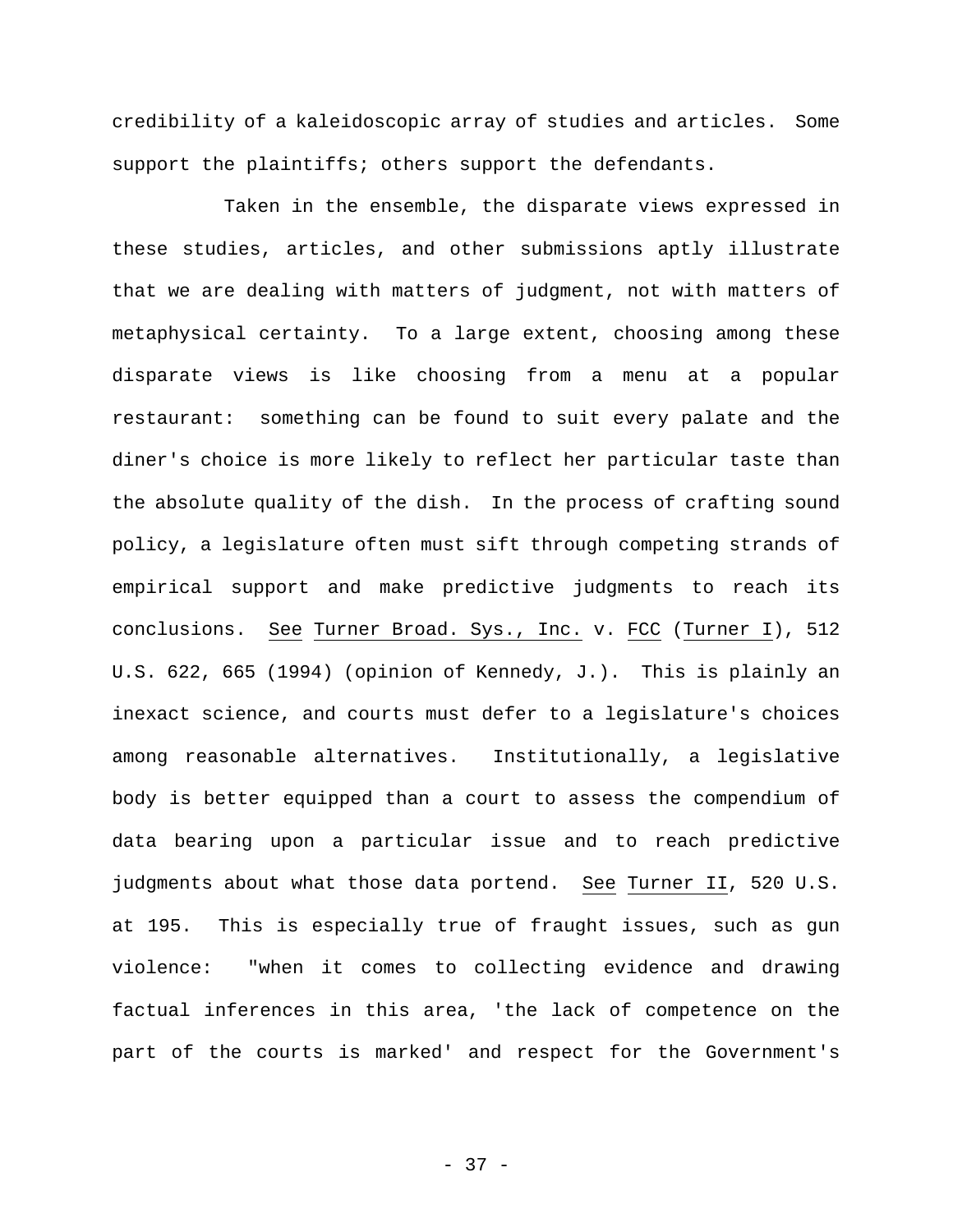credibility of a kaleidoscopic array of studies and articles. Some support the plaintiffs; others support the defendants.

Taken in the ensemble, the disparate views expressed in these studies, articles, and other submissions aptly illustrate that we are dealing with matters of judgment, not with matters of metaphysical certainty. To a large extent, choosing among these disparate views is like choosing from a menu at a popular restaurant: something can be found to suit every palate and the diner's choice is more likely to reflect her particular taste than the absolute quality of the dish. In the process of crafting sound policy, a legislature often must sift through competing strands of empirical support and make predictive judgments to reach its conclusions. See Turner Broad. Sys., Inc. v. FCC (Turner I), 512 U.S. 622, 665 (1994) (opinion of Kennedy, J.). This is plainly an inexact science, and courts must defer to a legislature's choices among reasonable alternatives. Institutionally, a legislative body is better equipped than a court to assess the compendium of data bearing upon a particular issue and to reach predictive judgments about what those data portend. See Turner II, 520 U.S. at 195. This is especially true of fraught issues, such as gun violence: "when it comes to collecting evidence and drawing factual inferences in this area, 'the lack of competence on the part of the courts is marked' and respect for the Government's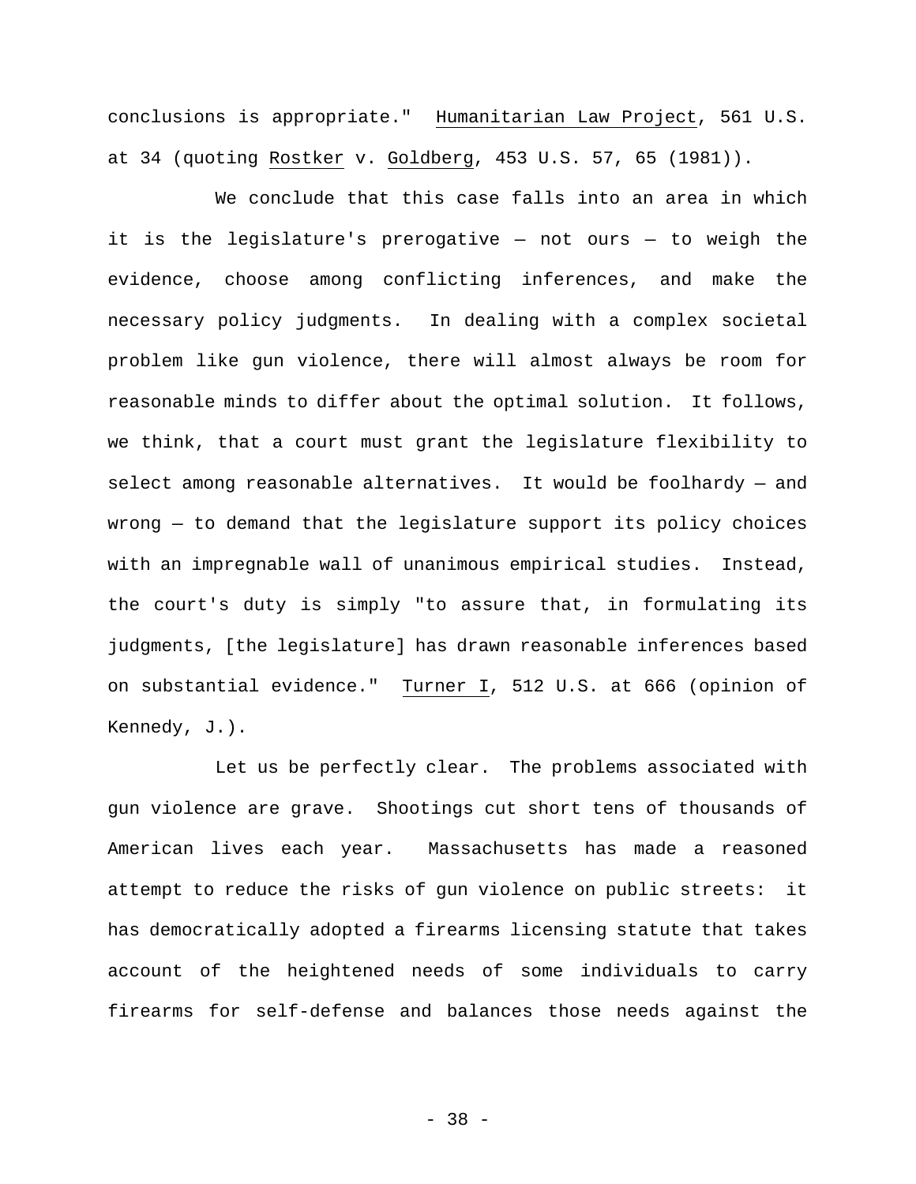conclusions is appropriate." Humanitarian Law Project, 561 U.S. at 34 (quoting Rostker v. Goldberg, 453 U.S. 57, 65 (1981)).

We conclude that this case falls into an area in which it is the legislature's prerogative — not ours — to weigh the evidence, choose among conflicting inferences, and make the necessary policy judgments. In dealing with a complex societal problem like gun violence, there will almost always be room for reasonable minds to differ about the optimal solution. It follows, we think, that a court must grant the legislature flexibility to select among reasonable alternatives. It would be foolhardy — and wrong — to demand that the legislature support its policy choices with an impregnable wall of unanimous empirical studies. Instead, the court's duty is simply "to assure that, in formulating its judgments, [the legislature] has drawn reasonable inferences based on substantial evidence." Turner I, 512 U.S. at 666 (opinion of Kennedy, J.).

Let us be perfectly clear. The problems associated with gun violence are grave. Shootings cut short tens of thousands of American lives each year. Massachusetts has made a reasoned attempt to reduce the risks of gun violence on public streets: it has democratically adopted a firearms licensing statute that takes account of the heightened needs of some individuals to carry firearms for self-defense and balances those needs against the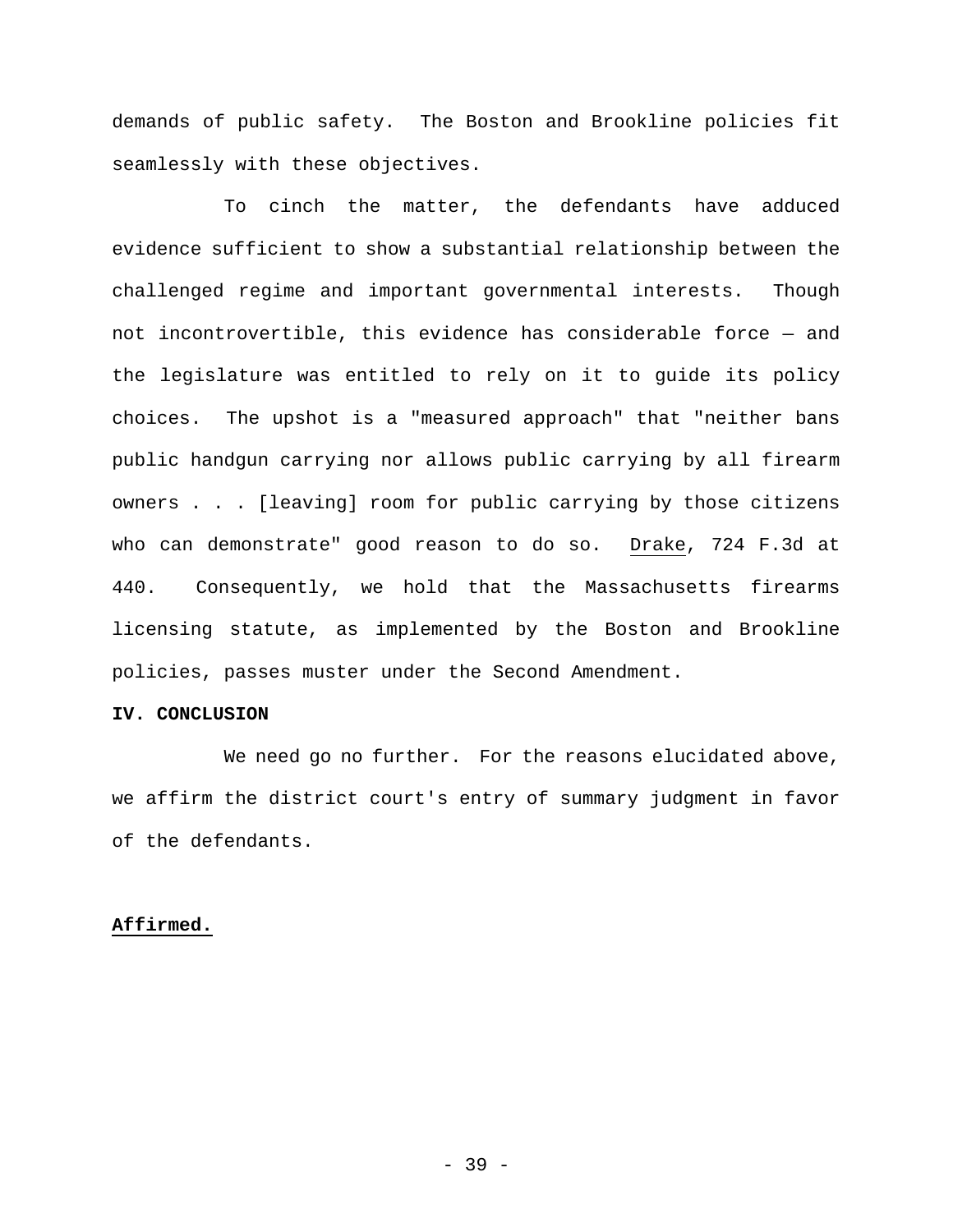demands of public safety. The Boston and Brookline policies fit seamlessly with these objectives.

To cinch the matter, the defendants have adduced evidence sufficient to show a substantial relationship between the challenged regime and important governmental interests. Though not incontrovertible, this evidence has considerable force — and the legislature was entitled to rely on it to guide its policy choices. The upshot is a "measured approach" that "neither bans public handgun carrying nor allows public carrying by all firearm owners . . . [leaving] room for public carrying by those citizens who can demonstrate" good reason to do so. Drake, 724 F.3d at 440. Consequently, we hold that the Massachusetts firearms licensing statute, as implemented by the Boston and Brookline policies, passes muster under the Second Amendment.

**IV. CONCLUSION**

We need go no further. For the reasons elucidated above, we affirm the district court's entry of summary judgment in favor of the defendants.

**Affirmed.**